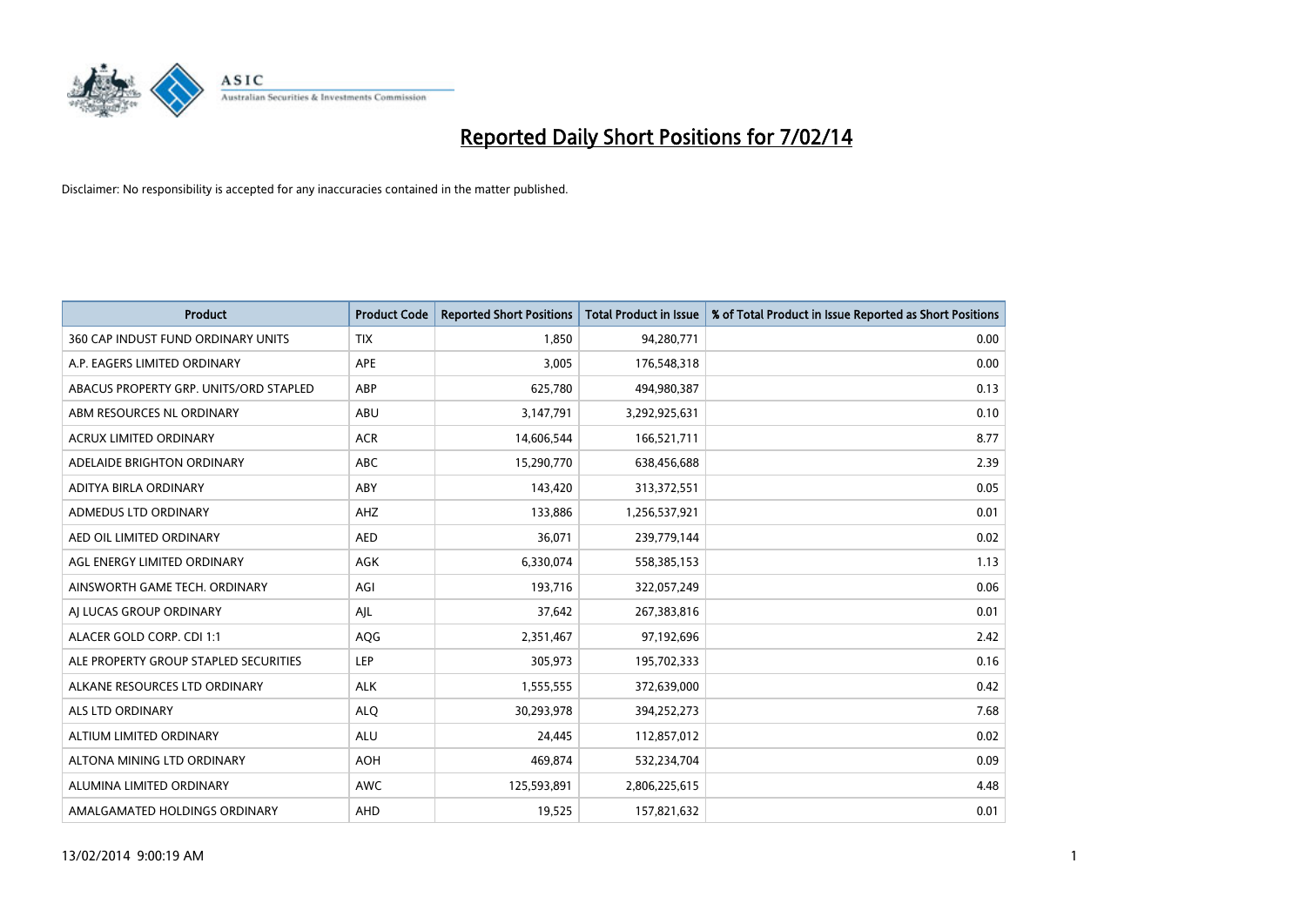# Reported Daily Short Positions for 7/02/14

Disclaimer: No responsibility is accepted for any inaccuracies contained in the matter published.

| Product | Product Code | Reported Short Positions | Total Product in Issue | % of Total Product in Issue Reported as Short Positions |
|---|---|---|---|---|
| 360 CAP INDUST FUND ORDINARY UNITS | TIX | 1,850 | 94,280,771 | 0.00 |
| A.P. EAGERS LIMITED ORDINARY | APE | 3,005 | 176,548,318 | 0.00 |
| ABACUS PROPERTY GRP. UNITS/ORD STAPLED | ABP | 625,780 | 494,980,387 | 0.13 |
| ABM RESOURCES NL ORDINARY | ABU | 3,147,791 | 3,292,925,631 | 0.10 |
| ACRUX LIMITED ORDINARY | ACR | 14,606,544 | 166,521,711 | 8.77 |
| ADELAIDE BRIGHTON ORDINARY | ABC | 15,290,770 | 638,456,688 | 2.39 |
| ADITYA BIRLA ORDINARY | ABY | 143,420 | 313,372,551 | 0.05 |
| ADMEDUS LTD ORDINARY | AHZ | 133,886 | 1,256,537,921 | 0.01 |
| AED OIL LIMITED ORDINARY | AED | 36,071 | 239,779,144 | 0.02 |
| AGL ENERGY LIMITED ORDINARY | AGK | 6,330,074 | 558,385,153 | 1.13 |
| AINSWORTH GAME TECH. ORDINARY | AGI | 193,716 | 322,057,249 | 0.06 |
| AJ LUCAS GROUP ORDINARY | AJL | 37,642 | 267,383,816 | 0.01 |
| ALACER GOLD CORP. CDI 1:1 | AQG | 2,351,467 | 97,192,696 | 2.42 |
| ALE PROPERTY GROUP STAPLED SECURITIES | LEP | 305,973 | 195,702,333 | 0.16 |
| ALKANE RESOURCES LTD ORDINARY | ALK | 1,555,555 | 372,639,000 | 0.42 |
| ALS LTD ORDINARY | ALQ | 30,293,978 | 394,252,273 | 7.68 |
| ALTIUM LIMITED ORDINARY | ALU | 24,445 | 112,857,012 | 0.02 |
| ALTONA MINING LTD ORDINARY | AOH | 469,874 | 532,234,704 | 0.09 |
| ALUMINA LIMITED ORDINARY | AWC | 125,593,891 | 2,806,225,615 | 4.48 |
| AMALGAMATED HOLDINGS ORDINARY | AHD | 19,525 | 157,821,632 | 0.01 |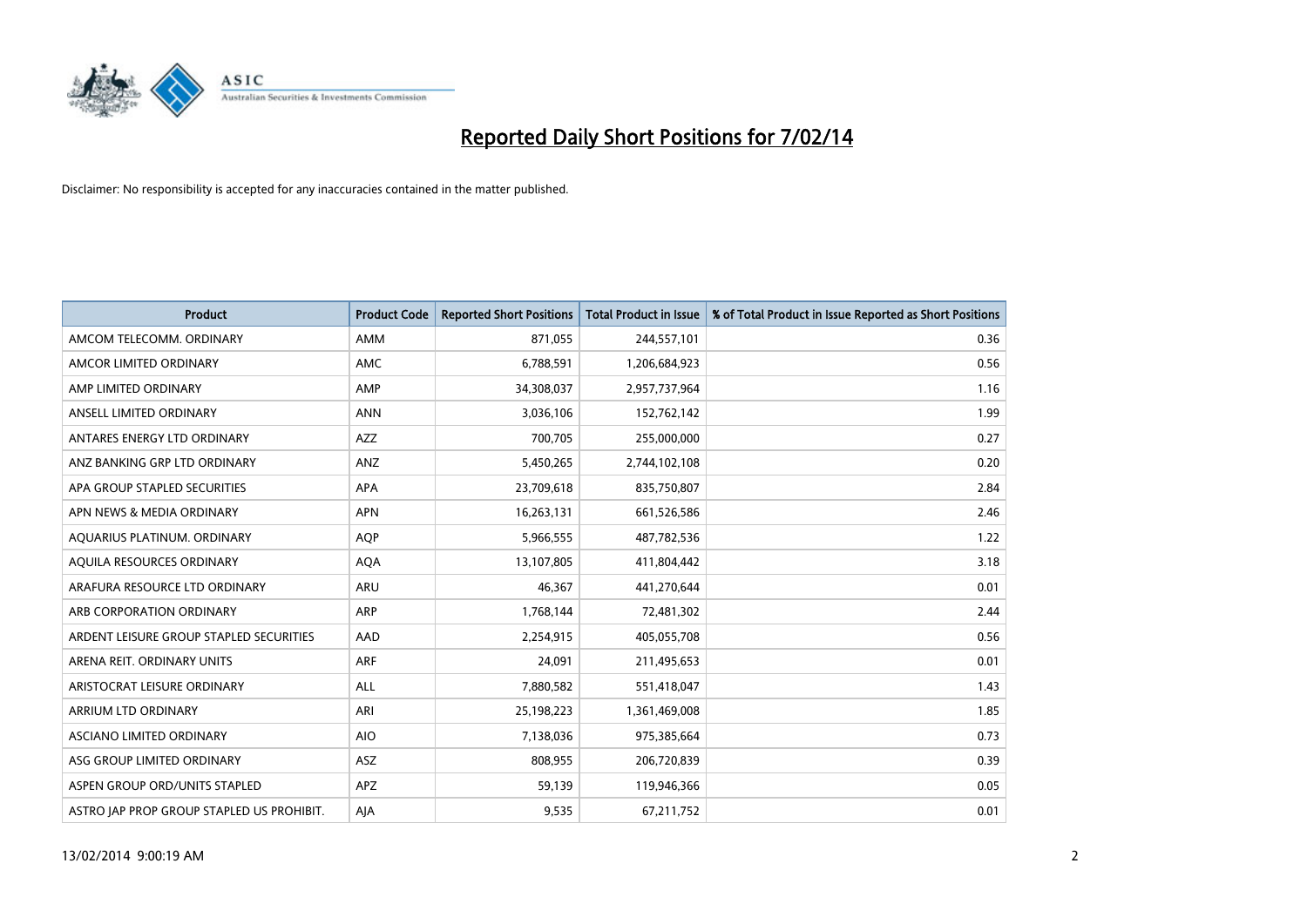# Reported Daily Short Positions for 7/02/14

Disclaimer: No responsibility is accepted for any inaccuracies contained in the matter published.

| Product | Product Code | Reported Short Positions | Total Product in Issue | % of Total Product in Issue Reported as Short Positions |
|---|---|---|---|---|
| AMCOM TELECOMM. ORDINARY | AMM | 871,055 | 244,557,101 | 0.36 |
| AMCOR LIMITED ORDINARY | AMC | 6,788,591 | 1,206,684,923 | 0.56 |
| AMP LIMITED ORDINARY | AMP | 34,308,037 | 2,957,737,964 | 1.16 |
| ANSELL LIMITED ORDINARY | ANN | 3,036,106 | 152,762,142 | 1.99 |
| ANTARES ENERGY LTD ORDINARY | AZZ | 700,705 | 255,000,000 | 0.27 |
| ANZ BANKING GRP LTD ORDINARY | ANZ | 5,450,265 | 2,744,102,108 | 0.20 |
| APA GROUP STAPLED SECURITIES | APA | 23,709,618 | 835,750,807 | 2.84 |
| APN NEWS & MEDIA ORDINARY | APN | 16,263,131 | 661,526,586 | 2.46 |
| AQUARIUS PLATINUM. ORDINARY | AQP | 5,966,555 | 487,782,536 | 1.22 |
| AQUILA RESOURCES ORDINARY | AQA | 13,107,805 | 411,804,442 | 3.18 |
| ARAFURA RESOURCE LTD ORDINARY | ARU | 46,367 | 441,270,644 | 0.01 |
| ARB CORPORATION ORDINARY | ARP | 1,768,144 | 72,481,302 | 2.44 |
| ARDENT LEISURE GROUP STAPLED SECURITIES | AAD | 2,254,915 | 405,055,708 | 0.56 |
| ARENA REIT. ORDINARY UNITS | ARF | 24,091 | 211,495,653 | 0.01 |
| ARISTOCRAT LEISURE ORDINARY | ALL | 7,880,582 | 551,418,047 | 1.43 |
| ARRIUM LTD ORDINARY | ARI | 25,198,223 | 1,361,469,008 | 1.85 |
| ASCIANO LIMITED ORDINARY | AIO | 7,138,036 | 975,385,664 | 0.73 |
| ASG GROUP LIMITED ORDINARY | ASZ | 808,955 | 206,720,839 | 0.39 |
| ASPEN GROUP ORD/UNITS STAPLED | APZ | 59,139 | 119,946,366 | 0.05 |
| ASTRO JAP PROP GROUP STAPLED US PROHIBIT. | AJA | 9,535 | 67,211,752 | 0.01 |

13/02/2014 9:00:19 AM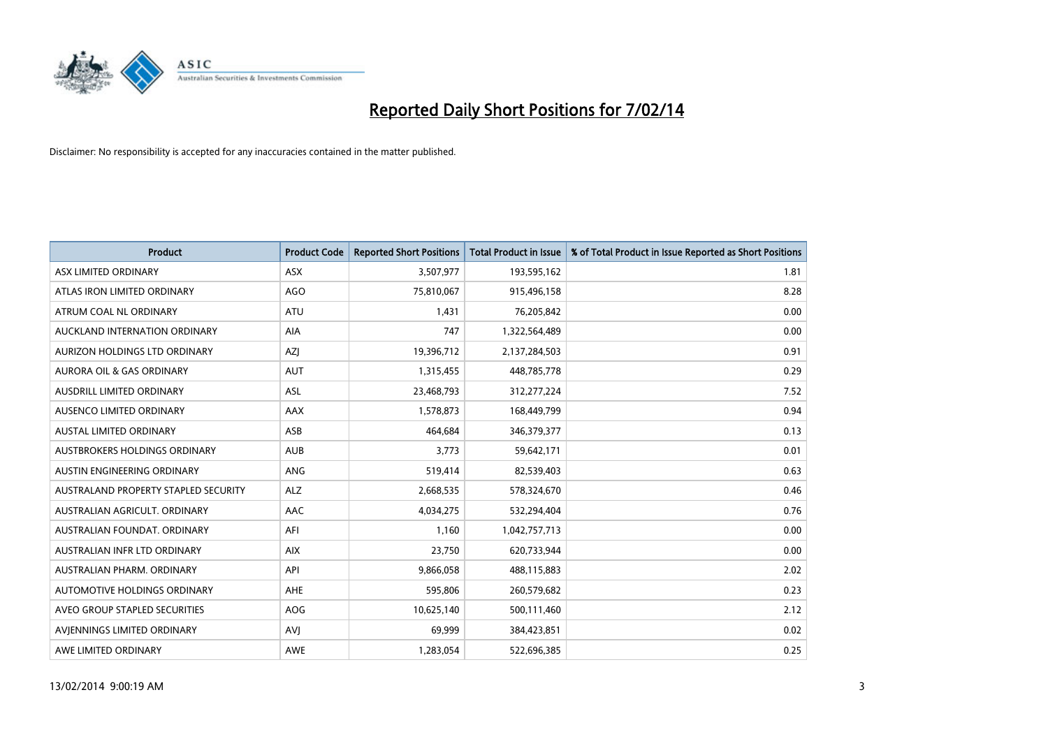# Reported Daily Short Positions for 7/02/14

Disclaimer: No responsibility is accepted for any inaccuracies contained in the matter published.

| Product | Product Code | Reported Short Positions | Total Product in Issue | % of Total Product in Issue Reported as Short Positions |
|---|---|---|---|---|
| ASX LIMITED ORDINARY | ASX | 3,507,977 | 193,595,162 | 1.81 |
| ATLAS IRON LIMITED ORDINARY | AGO | 75,810,067 | 915,496,158 | 8.28 |
| ATRUM COAL NL ORDINARY | ATU | 1,431 | 76,205,842 | 0.00 |
| AUCKLAND INTERNATION ORDINARY | AIA | 747 | 1,322,564,489 | 0.00 |
| AURIZON HOLDINGS LTD ORDINARY | AZJ | 19,396,712 | 2,137,284,503 | 0.91 |
| AURORA OIL & GAS ORDINARY | AUT | 1,315,455 | 448,785,778 | 0.29 |
| AUSDRILL LIMITED ORDINARY | ASL | 23,468,793 | 312,277,224 | 7.52 |
| AUSENCO LIMITED ORDINARY | AAX | 1,578,873 | 168,449,799 | 0.94 |
| AUSTAL LIMITED ORDINARY | ASB | 464,684 | 346,379,377 | 0.13 |
| AUSTBROKERS HOLDINGS ORDINARY | AUB | 3,773 | 59,642,171 | 0.01 |
| AUSTIN ENGINEERING ORDINARY | ANG | 519,414 | 82,539,403 | 0.63 |
| AUSTRALAND PROPERTY STAPLED SECURITY | ALZ | 2,668,535 | 578,324,670 | 0.46 |
| AUSTRALIAN AGRICULT. ORDINARY | AAC | 4,034,275 | 532,294,404 | 0.76 |
| AUSTRALIAN FOUNDAT. ORDINARY | AFI | 1,160 | 1,042,757,713 | 0.00 |
| AUSTRALIAN INFR LTD ORDINARY | AIX | 23,750 | 620,733,944 | 0.00 |
| AUSTRALIAN PHARM. ORDINARY | API | 9,866,058 | 488,115,883 | 2.02 |
| AUTOMOTIVE HOLDINGS ORDINARY | AHE | 595,806 | 260,579,682 | 0.23 |
| AVEO GROUP STAPLED SECURITIES | AOG | 10,625,140 | 500,111,460 | 2.12 |
| AVJENNINGS LIMITED ORDINARY | AVJ | 69,999 | 384,423,851 | 0.02 |
| AWE LIMITED ORDINARY | AWE | 1,283,054 | 522,696,385 | 0.25 |

13/02/2014 9:00:19 AM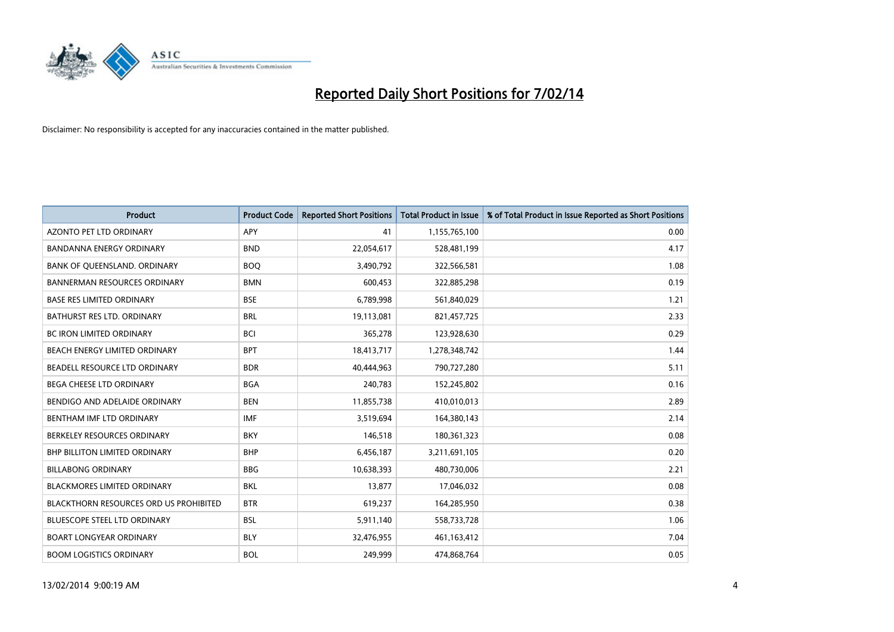# Reported Daily Short Positions for 7/02/14

Disclaimer: No responsibility is accepted for any inaccuracies contained in the matter published.

| Product | Product Code | Reported Short Positions | Total Product in Issue | % of Total Product in Issue Reported as Short Positions |
|---|---|---|---|---|
| AZONTO PET LTD ORDINARY | APY | 41 | 1,155,765,100 | 0.00 |
| BANDANNA ENERGY ORDINARY | BND | 22,054,617 | 528,481,199 | 4.17 |
| BANK OF QUEENSLAND. ORDINARY | BOQ | 3,490,792 | 322,566,581 | 1.08 |
| BANNERMAN RESOURCES ORDINARY | BMN | 600,453 | 322,885,298 | 0.19 |
| BASE RES LIMITED ORDINARY | BSE | 6,789,998 | 561,840,029 | 1.21 |
| BATHURST RES LTD. ORDINARY | BRL | 19,113,081 | 821,457,725 | 2.33 |
| BC IRON LIMITED ORDINARY | BCI | 365,278 | 123,928,630 | 0.29 |
| BEACH ENERGY LIMITED ORDINARY | BPT | 18,413,717 | 1,278,348,742 | 1.44 |
| BEADELL RESOURCE LTD ORDINARY | BDR | 40,444,963 | 790,727,280 | 5.11 |
| BEGA CHEESE LTD ORDINARY | BGA | 240,783 | 152,245,802 | 0.16 |
| BENDIGO AND ADELAIDE ORDINARY | BEN | 11,855,738 | 410,010,013 | 2.89 |
| BENTHAM IMF LTD ORDINARY | IMF | 3,519,694 | 164,380,143 | 2.14 |
| BERKELEY RESOURCES ORDINARY | BKY | 146,518 | 180,361,323 | 0.08 |
| BHP BILLITON LIMITED ORDINARY | BHP | 6,456,187 | 3,211,691,105 | 0.20 |
| BILLABONG ORDINARY | BBG | 10,638,393 | 480,730,006 | 2.21 |
| BLACKMORES LIMITED ORDINARY | BKL | 13,877 | 17,046,032 | 0.08 |
| BLACKTHORN RESOURCES ORD US PROHIBITED | BTR | 619,237 | 164,285,950 | 0.38 |
| BLUESCOPE STEEL LTD ORDINARY | BSL | 5,911,140 | 558,733,728 | 1.06 |
| BOART LONGYEAR ORDINARY | BLY | 32,476,955 | 461,163,412 | 7.04 |
| BOOM LOGISTICS ORDINARY | BOL | 249,999 | 474,868,764 | 0.05 |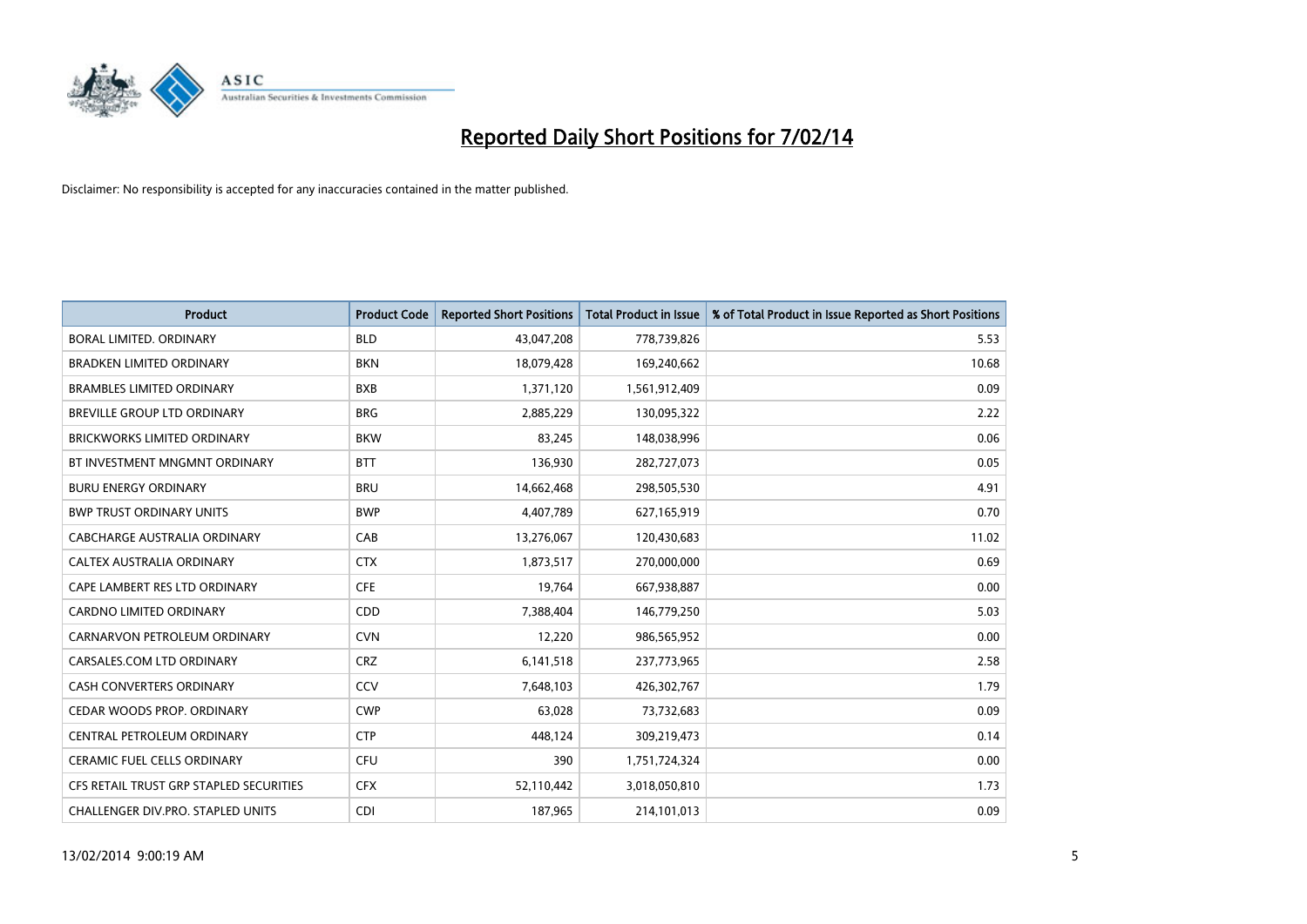# Reported Daily Short Positions for 7/02/14

Disclaimer: No responsibility is accepted for any inaccuracies contained in the matter published.

| Product | Product Code | Reported Short Positions | Total Product in Issue | % of Total Product in Issue Reported as Short Positions |
|---|---|---|---|---|
| BORAL LIMITED. ORDINARY | BLD | 43,047,208 | 778,739,826 | 5.53 |
| BRADKEN LIMITED ORDINARY | BKN | 18,079,428 | 169,240,662 | 10.68 |
| BRAMBLES LIMITED ORDINARY | BXB | 1,371,120 | 1,561,912,409 | 0.09 |
| BREVILLE GROUP LTD ORDINARY | BRG | 2,885,229 | 130,095,322 | 2.22 |
| BRICKWORKS LIMITED ORDINARY | BKW | 83,245 | 148,038,996 | 0.06 |
| BT INVESTMENT MNGMNT ORDINARY | BTT | 136,930 | 282,727,073 | 0.05 |
| BURU ENERGY ORDINARY | BRU | 14,662,468 | 298,505,530 | 4.91 |
| BWP TRUST ORDINARY UNITS | BWP | 4,407,789 | 627,165,919 | 0.70 |
| CABCHARGE AUSTRALIA ORDINARY | CAB | 13,276,067 | 120,430,683 | 11.02 |
| CALTEX AUSTRALIA ORDINARY | CTX | 1,873,517 | 270,000,000 | 0.69 |
| CAPE LAMBERT RES LTD ORDINARY | CFE | 19,764 | 667,938,887 | 0.00 |
| CARDNO LIMITED ORDINARY | CDD | 7,388,404 | 146,779,250 | 5.03 |
| CARNARVON PETROLEUM ORDINARY | CVN | 12,220 | 986,565,952 | 0.00 |
| CARSALES.COM LTD ORDINARY | CRZ | 6,141,518 | 237,773,965 | 2.58 |
| CASH CONVERTERS ORDINARY | CCV | 7,648,103 | 426,302,767 | 1.79 |
| CEDAR WOODS PROP. ORDINARY | CWP | 63,028 | 73,732,683 | 0.09 |
| CENTRAL PETROLEUM ORDINARY | CTP | 448,124 | 309,219,473 | 0.14 |
| CERAMIC FUEL CELLS ORDINARY | CFU | 390 | 1,751,724,324 | 0.00 |
| CFS RETAIL TRUST GRP STAPLED SECURITIES | CFX | 52,110,442 | 3,018,050,810 | 1.73 |
| CHALLENGER DIV.PRO. STAPLED UNITS | CDI | 187,965 | 214,101,013 | 0.09 |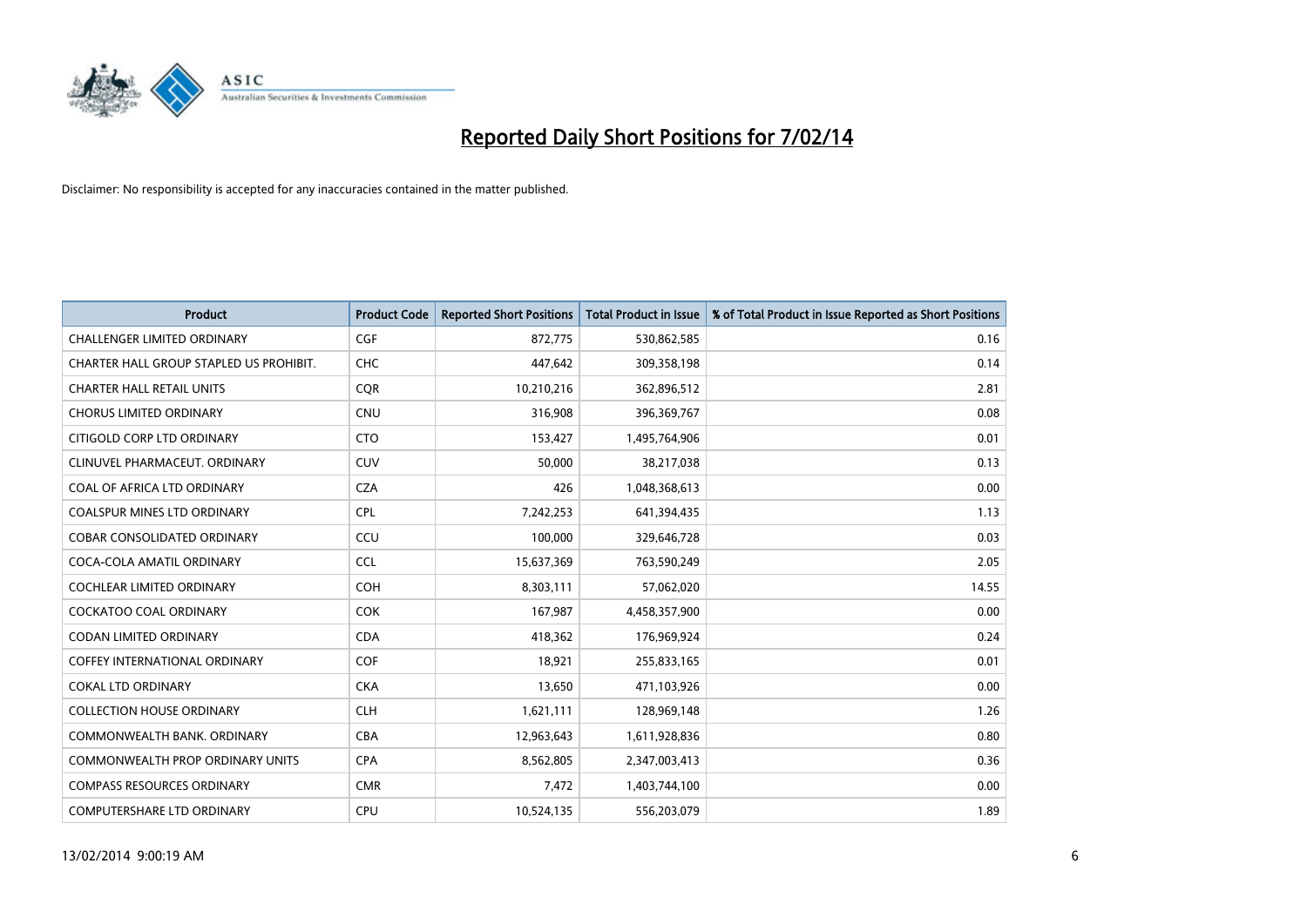# Reported Daily Short Positions for 7/02/14

Disclaimer: No responsibility is accepted for any inaccuracies contained in the matter published.

| Product | Product Code | Reported Short Positions | Total Product in Issue | % of Total Product in Issue Reported as Short Positions |
|---|---|---|---|---|
| CHALLENGER LIMITED ORDINARY | CGF | 872,775 | 530,862,585 | 0.16 |
| CHARTER HALL GROUP STAPLED US PROHIBIT. | CHC | 447,642 | 309,358,198 | 0.14 |
| CHARTER HALL RETAIL UNITS | CQR | 10,210,216 | 362,896,512 | 2.81 |
| CHORUS LIMITED ORDINARY | CNU | 316,908 | 396,369,767 | 0.08 |
| CITIGOLD CORP LTD ORDINARY | CTO | 153,427 | 1,495,764,906 | 0.01 |
| CLINUVEL PHARMACEUT. ORDINARY | CUV | 50,000 | 38,217,038 | 0.13 |
| COAL OF AFRICA LTD ORDINARY | CZA | 426 | 1,048,368,613 | 0.00 |
| COALSPUR MINES LTD ORDINARY | CPL | 7,242,253 | 641,394,435 | 1.13 |
| COBAR CONSOLIDATED ORDINARY | CCU | 100,000 | 329,646,728 | 0.03 |
| COCA-COLA AMATIL ORDINARY | CCL | 15,637,369 | 763,590,249 | 2.05 |
| COCHLEAR LIMITED ORDINARY | COH | 8,303,111 | 57,062,020 | 14.55 |
| COCKATOO COAL ORDINARY | COK | 167,987 | 4,458,357,900 | 0.00 |
| CODAN LIMITED ORDINARY | CDA | 418,362 | 176,969,924 | 0.24 |
| COFFEY INTERNATIONAL ORDINARY | COF | 18,921 | 255,833,165 | 0.01 |
| COKAL LTD ORDINARY | CKA | 13,650 | 471,103,926 | 0.00 |
| COLLECTION HOUSE ORDINARY | CLH | 1,621,111 | 128,969,148 | 1.26 |
| COMMONWEALTH BANK. ORDINARY | CBA | 12,963,643 | 1,611,928,836 | 0.80 |
| COMMONWEALTH PROP ORDINARY UNITS | CPA | 8,562,805 | 2,347,003,413 | 0.36 |
| COMPASS RESOURCES ORDINARY | CMR | 7,472 | 1,403,744,100 | 0.00 |
| COMPUTERSHARE LTD ORDINARY | CPU | 10,524,135 | 556,203,079 | 1.89 |

13/02/2014 9:00:19 AM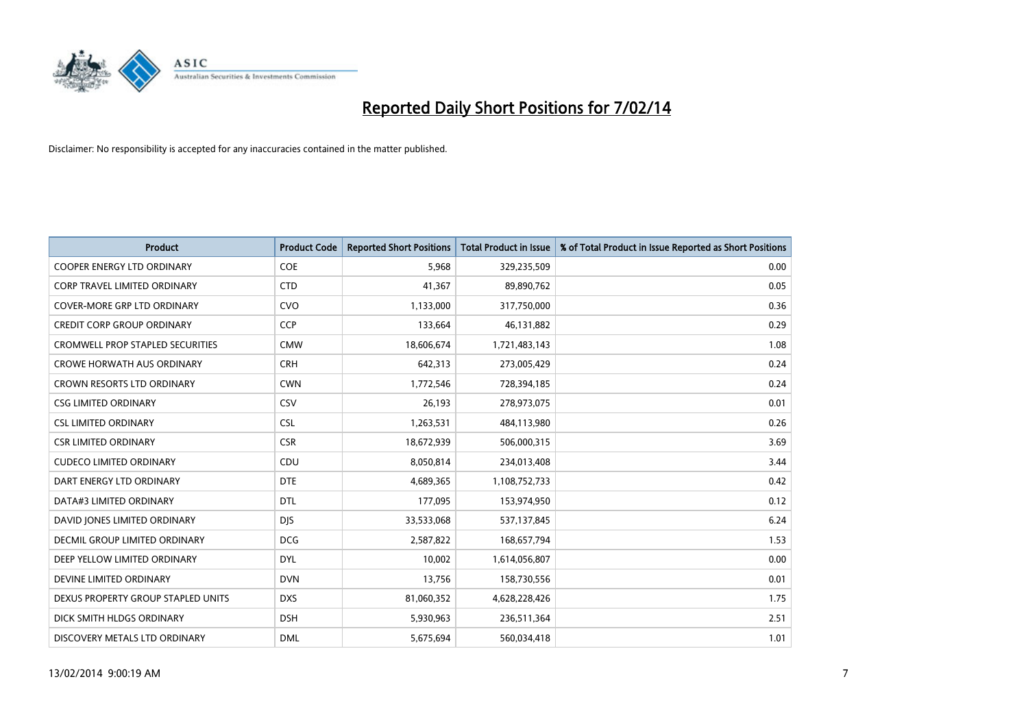# Reported Daily Short Positions for 7/02/14

Disclaimer: No responsibility is accepted for any inaccuracies contained in the matter published.

| Product | Product Code | Reported Short Positions | Total Product in Issue | % of Total Product in Issue Reported as Short Positions |
|---|---|---|---|---|
| COOPER ENERGY LTD ORDINARY | COE | 5,968 | 329,235,509 | 0.00 |
| CORP TRAVEL LIMITED ORDINARY | CTD | 41,367 | 89,890,762 | 0.05 |
| COVER-MORE GRP LTD ORDINARY | CVO | 1,133,000 | 317,750,000 | 0.36 |
| CREDIT CORP GROUP ORDINARY | CCP | 133,664 | 46,131,882 | 0.29 |
| CROMWELL PROP STAPLED SECURITIES | CMW | 18,606,674 | 1,721,483,143 | 1.08 |
| CROWE HORWATH AUS ORDINARY | CRH | 642,313 | 273,005,429 | 0.24 |
| CROWN RESORTS LTD ORDINARY | CWN | 1,772,546 | 728,394,185 | 0.24 |
| CSG LIMITED ORDINARY | CSV | 26,193 | 278,973,075 | 0.01 |
| CSL LIMITED ORDINARY | CSL | 1,263,531 | 484,113,980 | 0.26 |
| CSR LIMITED ORDINARY | CSR | 18,672,939 | 506,000,315 | 3.69 |
| CUDECO LIMITED ORDINARY | CDU | 8,050,814 | 234,013,408 | 3.44 |
| DART ENERGY LTD ORDINARY | DTE | 4,689,365 | 1,108,752,733 | 0.42 |
| DATA#3 LIMITED ORDINARY | DTL | 177,095 | 153,974,950 | 0.12 |
| DAVID JONES LIMITED ORDINARY | DJS | 33,533,068 | 537,137,845 | 6.24 |
| DECMIL GROUP LIMITED ORDINARY | DCG | 2,587,822 | 168,657,794 | 1.53 |
| DEEP YELLOW LIMITED ORDINARY | DYL | 10,002 | 1,614,056,807 | 0.00 |
| DEVINE LIMITED ORDINARY | DVN | 13,756 | 158,730,556 | 0.01 |
| DEXUS PROPERTY GROUP STAPLED UNITS | DXS | 81,060,352 | 4,628,228,426 | 1.75 |
| DICK SMITH HLDGS ORDINARY | DSH | 5,930,963 | 236,511,364 | 2.51 |
| DISCOVERY METALS LTD ORDINARY | DML | 5,675,694 | 560,034,418 | 1.01 |

13/02/2014 9:00:19 AM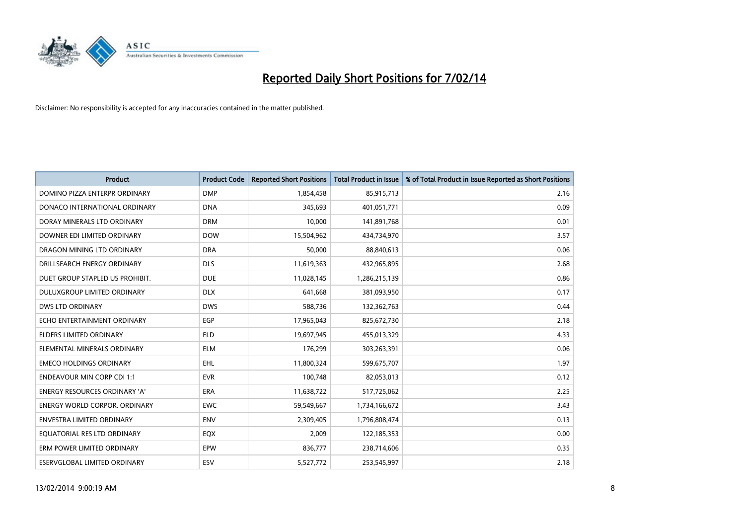# Reported Daily Short Positions for 7/02/14

Disclaimer: No responsibility is accepted for any inaccuracies contained in the matter published.

| Product | Product Code | Reported Short Positions | Total Product in Issue | % of Total Product in Issue Reported as Short Positions |
|---|---|---|---|---|
| DOMINO PIZZA ENTERPR ORDINARY | DMP | 1,854,458 | 85,915,713 | 2.16 |
| DONACO INTERNATIONAL ORDINARY | DNA | 345,693 | 401,051,771 | 0.09 |
| DORAY MINERALS LTD ORDINARY | DRM | 10,000 | 141,891,768 | 0.01 |
| DOWNER EDI LIMITED ORDINARY | DOW | 15,504,962 | 434,734,970 | 3.57 |
| DRAGON MINING LTD ORDINARY | DRA | 50,000 | 88,840,613 | 0.06 |
| DRILLSEARCH ENERGY ORDINARY | DLS | 11,619,363 | 432,965,895 | 2.68 |
| DUET GROUP STAPLED US PROHIBIT. | DUE | 11,028,145 | 1,286,215,139 | 0.86 |
| DULUXGROUP LIMITED ORDINARY | DLX | 641,668 | 381,093,950 | 0.17 |
| DWS LTD ORDINARY | DWS | 588,736 | 132,362,763 | 0.44 |
| ECHO ENTERTAINMENT ORDINARY | EGP | 17,965,043 | 825,672,730 | 2.18 |
| ELDERS LIMITED ORDINARY | ELD | 19,697,945 | 455,013,329 | 4.33 |
| ELEMENTAL MINERALS ORDINARY | ELM | 176,299 | 303,263,391 | 0.06 |
| EMECO HOLDINGS ORDINARY | EHL | 11,800,324 | 599,675,707 | 1.97 |
| ENDEAVOUR MIN CORP CDI 1:1 | EVR | 100,748 | 82,053,013 | 0.12 |
| ENERGY RESOURCES ORDINARY 'A' | ERA | 11,638,722 | 517,725,062 | 2.25 |
| ENERGY WORLD CORPOR. ORDINARY | EWC | 59,549,667 | 1,734,166,672 | 3.43 |
| ENVESTRA LIMITED ORDINARY | ENV | 2,309,405 | 1,796,808,474 | 0.13 |
| EQUATORIAL RES LTD ORDINARY | EQX | 2,009 | 122,185,353 | 0.00 |
| ERM POWER LIMITED ORDINARY | EPW | 836,777 | 238,714,606 | 0.35 |
| ESERVGLOBAL LIMITED ORDINARY | ESV | 5,527,772 | 253,545,997 | 2.18 |

13/02/2014 9:00:19 AM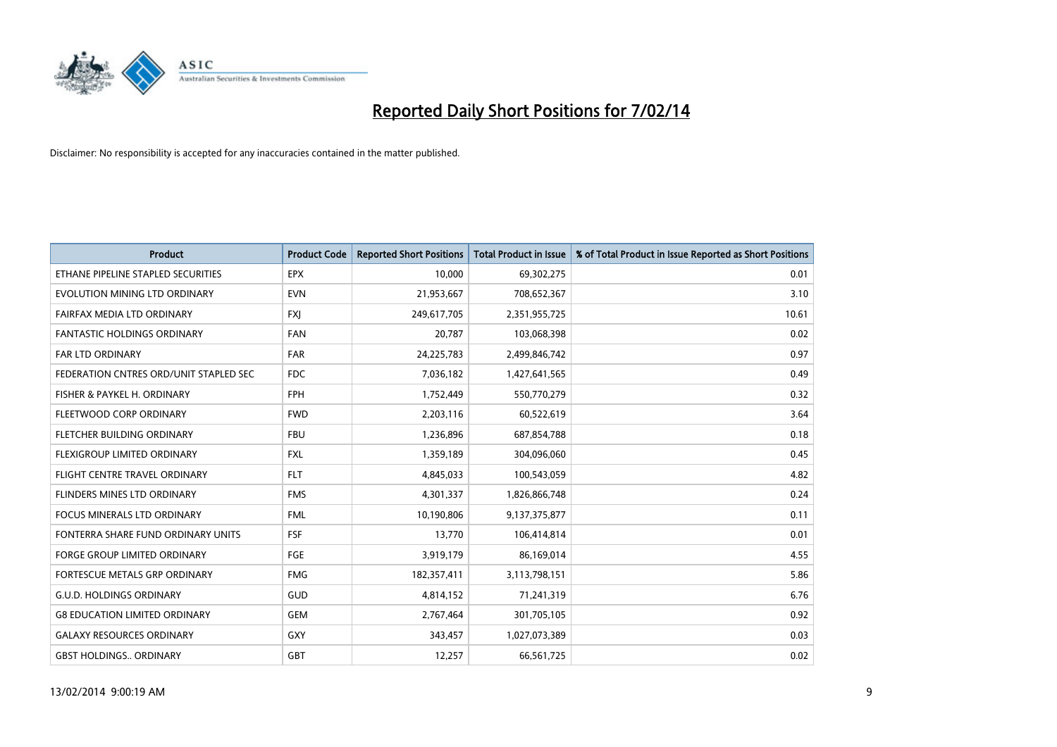# Reported Daily Short Positions for 7/02/14

Disclaimer: No responsibility is accepted for any inaccuracies contained in the matter published.

| Product | Product Code | Reported Short Positions | Total Product in Issue | % of Total Product in Issue Reported as Short Positions |
|---|---|---|---|---|
| ETHANE PIPELINE STAPLED SECURITIES | EPX | 10,000 | 69,302,275 | 0.01 |
| EVOLUTION MINING LTD ORDINARY | EVN | 21,953,667 | 708,652,367 | 3.10 |
| FAIRFAX MEDIA LTD ORDINARY | FXJ | 249,617,705 | 2,351,955,725 | 10.61 |
| FANTASTIC HOLDINGS ORDINARY | FAN | 20,787 | 103,068,398 | 0.02 |
| FAR LTD ORDINARY | FAR | 24,225,783 | 2,499,846,742 | 0.97 |
| FEDERATION CNTRES ORD/UNIT STAPLED SEC | FDC | 7,036,182 | 1,427,641,565 | 0.49 |
| FISHER & PAYKEL H. ORDINARY | FPH | 1,752,449 | 550,770,279 | 0.32 |
| FLEETWOOD CORP ORDINARY | FWD | 2,203,116 | 60,522,619 | 3.64 |
| FLETCHER BUILDING ORDINARY | FBU | 1,236,896 | 687,854,788 | 0.18 |
| FLEXIGROUP LIMITED ORDINARY | FXL | 1,359,189 | 304,096,060 | 0.45 |
| FLIGHT CENTRE TRAVEL ORDINARY | FLT | 4,845,033 | 100,543,059 | 4.82 |
| FLINDERS MINES LTD ORDINARY | FMS | 4,301,337 | 1,826,866,748 | 0.24 |
| FOCUS MINERALS LTD ORDINARY | FML | 10,190,806 | 9,137,375,877 | 0.11 |
| FONTERRA SHARE FUND ORDINARY UNITS | FSF | 13,770 | 106,414,814 | 0.01 |
| FORGE GROUP LIMITED ORDINARY | FGE | 3,919,179 | 86,169,014 | 4.55 |
| FORTESCUE METALS GRP ORDINARY | FMG | 182,357,411 | 3,113,798,151 | 5.86 |
| G.U.D. HOLDINGS ORDINARY | GUD | 4,814,152 | 71,241,319 | 6.76 |
| G8 EDUCATION LIMITED ORDINARY | GEM | 2,767,464 | 301,705,105 | 0.92 |
| GALAXY RESOURCES ORDINARY | GXY | 343,457 | 1,027,073,389 | 0.03 |
| GBST HOLDINGS.. ORDINARY | GBT | 12,257 | 66,561,725 | 0.02 |

13/02/2014 9:00:19 AM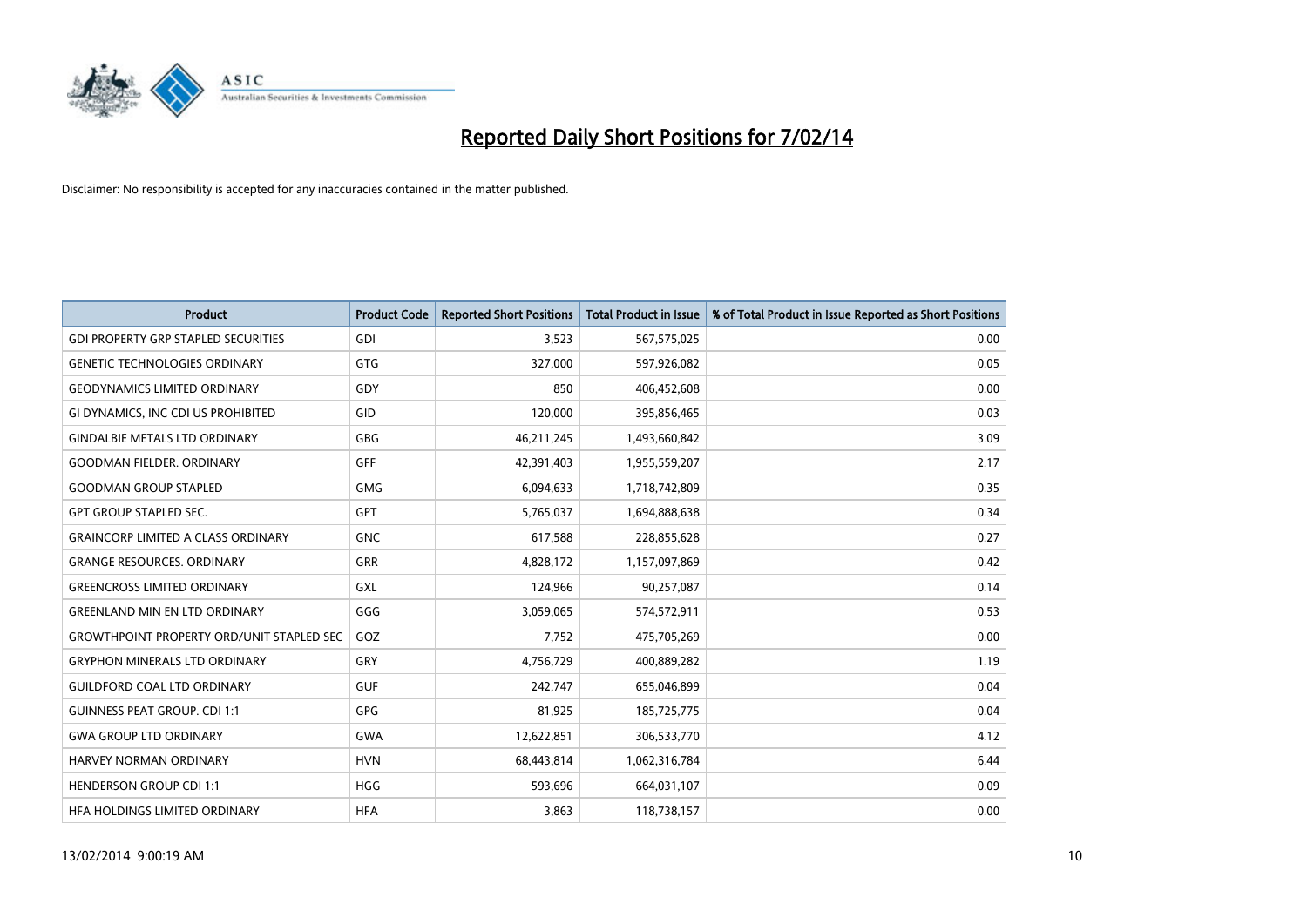# Reported Daily Short Positions for 7/02/14

Disclaimer: No responsibility is accepted for any inaccuracies contained in the matter published.

| Product | Product Code | Reported Short Positions | Total Product in Issue | % of Total Product in Issue Reported as Short Positions |
|---|---|---|---|---|
| GDI PROPERTY GRP STAPLED SECURITIES | GDI | 3,523 | 567,575,025 | 0.00 |
| GENETIC TECHNOLOGIES ORDINARY | GTG | 327,000 | 597,926,082 | 0.05 |
| GEODYNAMICS LIMITED ORDINARY | GDY | 850 | 406,452,608 | 0.00 |
| GI DYNAMICS, INC CDI US PROHIBITED | GID | 120,000 | 395,856,465 | 0.03 |
| GINDALBIE METALS LTD ORDINARY | GBG | 46,211,245 | 1,493,660,842 | 3.09 |
| GOODMAN FIELDER. ORDINARY | GFF | 42,391,403 | 1,955,559,207 | 2.17 |
| GOODMAN GROUP STAPLED | GMG | 6,094,633 | 1,718,742,809 | 0.35 |
| GPT GROUP STAPLED SEC. | GPT | 5,765,037 | 1,694,888,638 | 0.34 |
| GRAINCORP LIMITED A CLASS ORDINARY | GNC | 617,588 | 228,855,628 | 0.27 |
| GRANGE RESOURCES. ORDINARY | GRR | 4,828,172 | 1,157,097,869 | 0.42 |
| GREENCROSS LIMITED ORDINARY | GXL | 124,966 | 90,257,087 | 0.14 |
| GREENLAND MIN EN LTD ORDINARY | GGG | 3,059,065 | 574,572,911 | 0.53 |
| GROWTHPOINT PROPERTY ORD/UNIT STAPLED SEC | GOZ | 7,752 | 475,705,269 | 0.00 |
| GRYPHON MINERALS LTD ORDINARY | GRY | 4,756,729 | 400,889,282 | 1.19 |
| GUILDFORD COAL LTD ORDINARY | GUF | 242,747 | 655,046,899 | 0.04 |
| GUINNESS PEAT GROUP. CDI 1:1 | GPG | 81,925 | 185,725,775 | 0.04 |
| GWA GROUP LTD ORDINARY | GWA | 12,622,851 | 306,533,770 | 4.12 |
| HARVEY NORMAN ORDINARY | HVN | 68,443,814 | 1,062,316,784 | 6.44 |
| HENDERSON GROUP CDI 1:1 | HGG | 593,696 | 664,031,107 | 0.09 |
| HFA HOLDINGS LIMITED ORDINARY | HFA | 3,863 | 118,738,157 | 0.00 |

13/02/2014 9:00:19 AM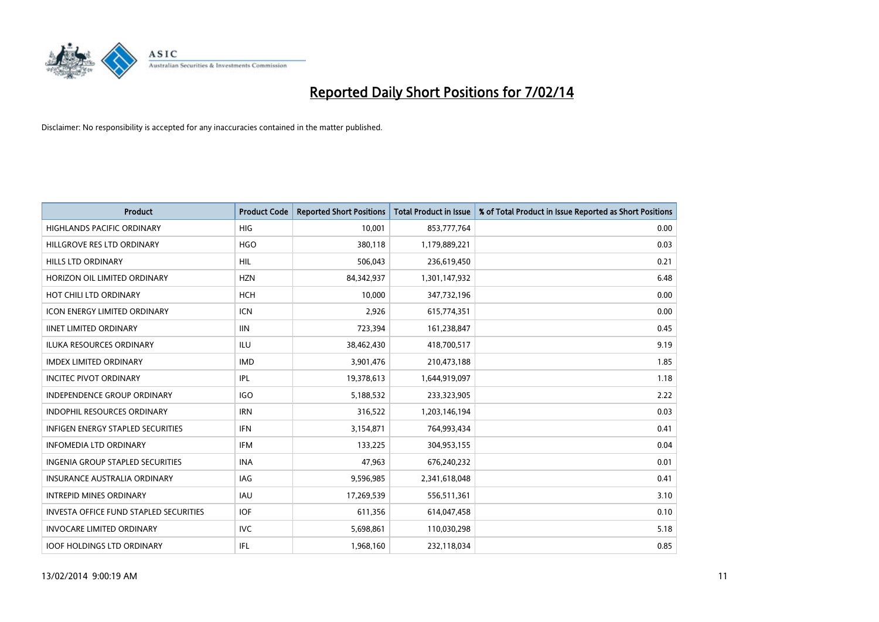# Reported Daily Short Positions for 7/02/14

Disclaimer: No responsibility is accepted for any inaccuracies contained in the matter published.

| Product | Product Code | Reported Short Positions | Total Product in Issue | % of Total Product in Issue Reported as Short Positions |
|---|---|---|---|---|
| HIGHLANDS PACIFIC ORDINARY | HIG | 10,001 | 853,777,764 | 0.00 |
| HILLGROVE RES LTD ORDINARY | HGO | 380,118 | 1,179,889,221 | 0.03 |
| HILLS LTD ORDINARY | HIL | 506,043 | 236,619,450 | 0.21 |
| HORIZON OIL LIMITED ORDINARY | HZN | 84,342,937 | 1,301,147,932 | 6.48 |
| HOT CHILI LTD ORDINARY | HCH | 10,000 | 347,732,196 | 0.00 |
| ICON ENERGY LIMITED ORDINARY | ICN | 2,926 | 615,774,351 | 0.00 |
| IINET LIMITED ORDINARY | IIN | 723,394 | 161,238,847 | 0.45 |
| ILUKA RESOURCES ORDINARY | ILU | 38,462,430 | 418,700,517 | 9.19 |
| IMDEX LIMITED ORDINARY | IMD | 3,901,476 | 210,473,188 | 1.85 |
| INCITEC PIVOT ORDINARY | IPL | 19,378,613 | 1,644,919,097 | 1.18 |
| INDEPENDENCE GROUP ORDINARY | IGO | 5,188,532 | 233,323,905 | 2.22 |
| INDOPHIL RESOURCES ORDINARY | IRN | 316,522 | 1,203,146,194 | 0.03 |
| INFIGEN ENERGY STAPLED SECURITIES | IFN | 3,154,871 | 764,993,434 | 0.41 |
| INFOMEDIA LTD ORDINARY | IFM | 133,225 | 304,953,155 | 0.04 |
| INGENIA GROUP STAPLED SECURITIES | INA | 47,963 | 676,240,232 | 0.01 |
| INSURANCE AUSTRALIA ORDINARY | IAG | 9,596,985 | 2,341,618,048 | 0.41 |
| INTREPID MINES ORDINARY | IAU | 17,269,539 | 556,511,361 | 3.10 |
| INVESTA OFFICE FUND STAPLED SECURITIES | IOF | 611,356 | 614,047,458 | 0.10 |
| INVOCARE LIMITED ORDINARY | IVC | 5,698,861 | 110,030,298 | 5.18 |
| IOOF HOLDINGS LTD ORDINARY | IFL | 1,968,160 | 232,118,034 | 0.85 |

13/02/2014 9:00:19 AM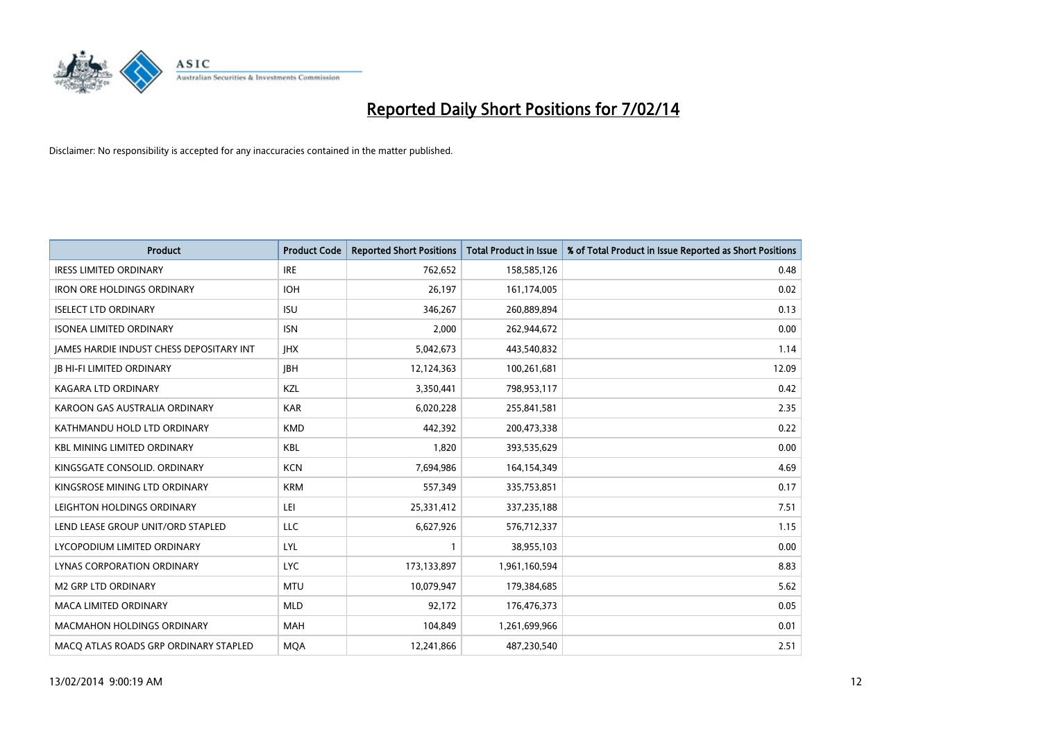# Reported Daily Short Positions for 7/02/14

Disclaimer: No responsibility is accepted for any inaccuracies contained in the matter published.

| Product | Product Code | Reported Short Positions | Total Product in Issue | % of Total Product in Issue Reported as Short Positions |
|---|---|---|---|---|
| IRESS LIMITED ORDINARY | IRE | 762,652 | 158,585,126 | 0.48 |
| IRON ORE HOLDINGS ORDINARY | IOH | 26,197 | 161,174,005 | 0.02 |
| ISELECT LTD ORDINARY | ISU | 346,267 | 260,889,894 | 0.13 |
| ISONEA LIMITED ORDINARY | ISN | 2,000 | 262,944,672 | 0.00 |
| JAMES HARDIE INDUST CHESS DEPOSITARY INT | JHX | 5,042,673 | 443,540,832 | 1.14 |
| JB HI-FI LIMITED ORDINARY | JBH | 12,124,363 | 100,261,681 | 12.09 |
| KAGARA LTD ORDINARY | KZL | 3,350,441 | 798,953,117 | 0.42 |
| KAROON GAS AUSTRALIA ORDINARY | KAR | 6,020,228 | 255,841,581 | 2.35 |
| KATHMANDU HOLD LTD ORDINARY | KMD | 442,392 | 200,473,338 | 0.22 |
| KBL MINING LIMITED ORDINARY | KBL | 1,820 | 393,535,629 | 0.00 |
| KINGSGATE CONSOLID. ORDINARY | KCN | 7,694,986 | 164,154,349 | 4.69 |
| KINGSROSE MINING LTD ORDINARY | KRM | 557,349 | 335,753,851 | 0.17 |
| LEIGHTON HOLDINGS ORDINARY | LEI | 25,331,412 | 337,235,188 | 7.51 |
| LEND LEASE GROUP UNIT/ORD STAPLED | LLC | 6,627,926 | 576,712,337 | 1.15 |
| LYCOPODIUM LIMITED ORDINARY | LYL | 1 | 38,955,103 | 0.00 |
| LYNAS CORPORATION ORDINARY | LYC | 173,133,897 | 1,961,160,594 | 8.83 |
| M2 GRP LTD ORDINARY | MTU | 10,079,947 | 179,384,685 | 5.62 |
| MACA LIMITED ORDINARY | MLD | 92,172 | 176,476,373 | 0.05 |
| MACMAHON HOLDINGS ORDINARY | MAH | 104,849 | 1,261,699,966 | 0.01 |
| MACQ ATLAS ROADS GRP ORDINARY STAPLED | MQA | 12,241,866 | 487,230,540 | 2.51 |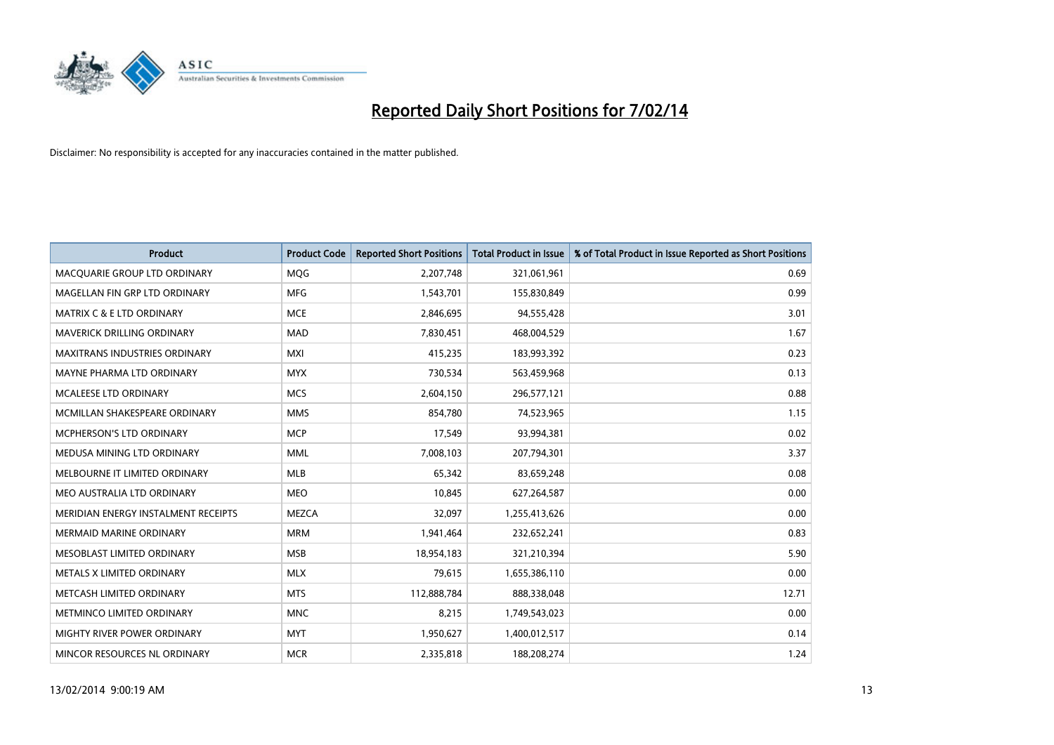# Reported Daily Short Positions for 7/02/14

Disclaimer: No responsibility is accepted for any inaccuracies contained in the matter published.

| Product | Product Code | Reported Short Positions | Total Product in Issue | % of Total Product in Issue Reported as Short Positions |
|---|---|---|---|---|
| MACQUARIE GROUP LTD ORDINARY | MQG | 2,207,748 | 321,061,961 | 0.69 |
| MAGELLAN FIN GRP LTD ORDINARY | MFG | 1,543,701 | 155,830,849 | 0.99 |
| MATRIX C & E LTD ORDINARY | MCE | 2,846,695 | 94,555,428 | 3.01 |
| MAVERICK DRILLING ORDINARY | MAD | 7,830,451 | 468,004,529 | 1.67 |
| MAXITRANS INDUSTRIES ORDINARY | MXI | 415,235 | 183,993,392 | 0.23 |
| MAYNE PHARMA LTD ORDINARY | MYX | 730,534 | 563,459,968 | 0.13 |
| MCALEESE LTD ORDINARY | MCS | 2,604,150 | 296,577,121 | 0.88 |
| MCMILLAN SHAKESPEARE ORDINARY | MMS | 854,780 | 74,523,965 | 1.15 |
| MCPHERSON'S LTD ORDINARY | MCP | 17,549 | 93,994,381 | 0.02 |
| MEDUSA MINING LTD ORDINARY | MML | 7,008,103 | 207,794,301 | 3.37 |
| MELBOURNE IT LIMITED ORDINARY | MLB | 65,342 | 83,659,248 | 0.08 |
| MEO AUSTRALIA LTD ORDINARY | MEO | 10,845 | 627,264,587 | 0.00 |
| MERIDIAN ENERGY INSTALMENT RECEIPTS | MEZCA | 32,097 | 1,255,413,626 | 0.00 |
| MERMAID MARINE ORDINARY | MRM | 1,941,464 | 232,652,241 | 0.83 |
| MESOBLAST LIMITED ORDINARY | MSB | 18,954,183 | 321,210,394 | 5.90 |
| METALS X LIMITED ORDINARY | MLX | 79,615 | 1,655,386,110 | 0.00 |
| METCASH LIMITED ORDINARY | MTS | 112,888,784 | 888,338,048 | 12.71 |
| METMINCO LIMITED ORDINARY | MNC | 8,215 | 1,749,543,023 | 0.00 |
| MIGHTY RIVER POWER ORDINARY | MYT | 1,950,627 | 1,400,012,517 | 0.14 |
| MINCOR RESOURCES NL ORDINARY | MCR | 2,335,818 | 188,208,274 | 1.24 |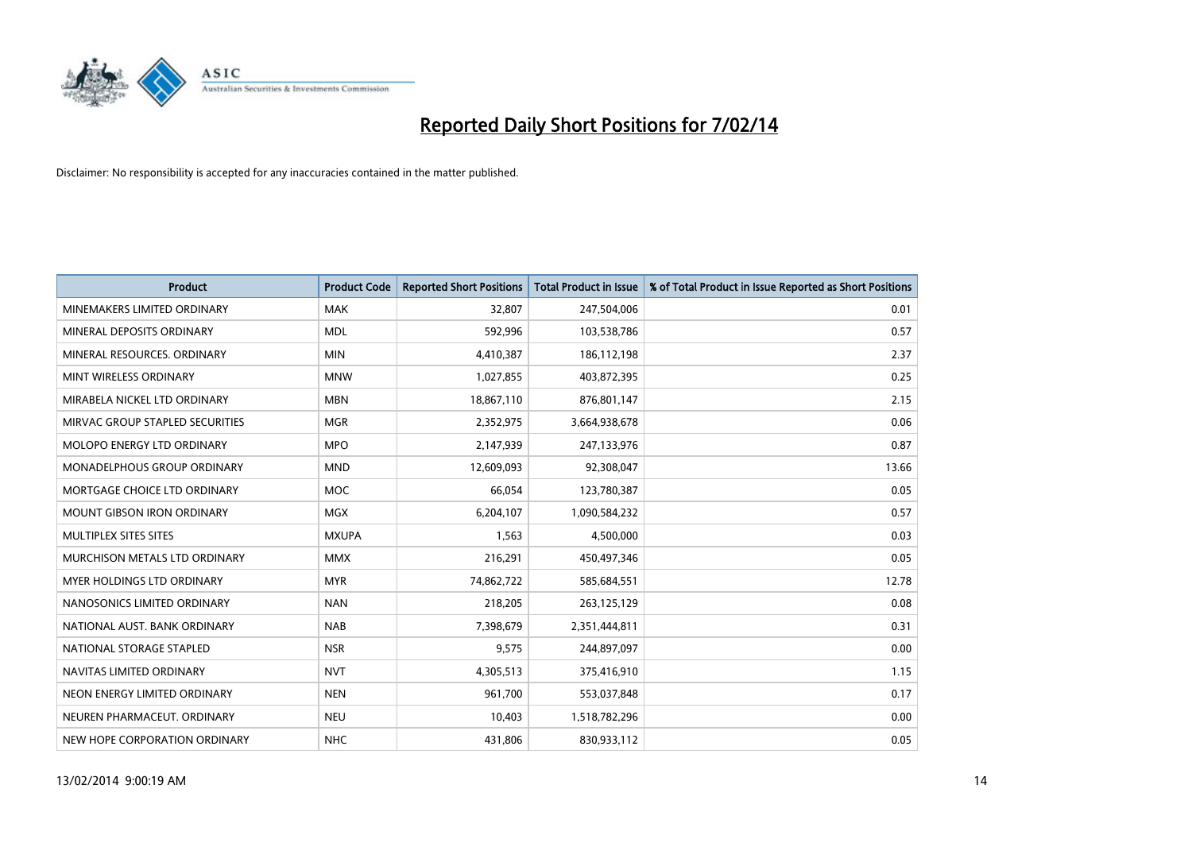# Reported Daily Short Positions for 7/02/14

Disclaimer: No responsibility is accepted for any inaccuracies contained in the matter published.

| Product | Product Code | Reported Short Positions | Total Product in Issue | % of Total Product in Issue Reported as Short Positions |
|---|---|---|---|---|
| MINEMAKERS LIMITED ORDINARY | MAK | 32,807 | 247,504,006 | 0.01 |
| MINERAL DEPOSITS ORDINARY | MDL | 592,996 | 103,538,786 | 0.57 |
| MINERAL RESOURCES. ORDINARY | MIN | 4,410,387 | 186,112,198 | 2.37 |
| MINT WIRELESS ORDINARY | MNW | 1,027,855 | 403,872,395 | 0.25 |
| MIRABELA NICKEL LTD ORDINARY | MBN | 18,867,110 | 876,801,147 | 2.15 |
| MIRVAC GROUP STAPLED SECURITIES | MGR | 2,352,975 | 3,664,938,678 | 0.06 |
| MOLOPO ENERGY LTD ORDINARY | MPO | 2,147,939 | 247,133,976 | 0.87 |
| MONADELPHOUS GROUP ORDINARY | MND | 12,609,093 | 92,308,047 | 13.66 |
| MORTGAGE CHOICE LTD ORDINARY | MOC | 66,054 | 123,780,387 | 0.05 |
| MOUNT GIBSON IRON ORDINARY | MGX | 6,204,107 | 1,090,584,232 | 0.57 |
| MULTIPLEX SITES SITES | MXUPA | 1,563 | 4,500,000 | 0.03 |
| MURCHISON METALS LTD ORDINARY | MMX | 216,291 | 450,497,346 | 0.05 |
| MYER HOLDINGS LTD ORDINARY | MYR | 74,862,722 | 585,684,551 | 12.78 |
| NANOSONICS LIMITED ORDINARY | NAN | 218,205 | 263,125,129 | 0.08 |
| NATIONAL AUST. BANK ORDINARY | NAB | 7,398,679 | 2,351,444,811 | 0.31 |
| NATIONAL STORAGE STAPLED | NSR | 9,575 | 244,897,097 | 0.00 |
| NAVITAS LIMITED ORDINARY | NVT | 4,305,513 | 375,416,910 | 1.15 |
| NEON ENERGY LIMITED ORDINARY | NEN | 961,700 | 553,037,848 | 0.17 |
| NEUREN PHARMACEUT. ORDINARY | NEU | 10,403 | 1,518,782,296 | 0.00 |
| NEW HOPE CORPORATION ORDINARY | NHC | 431,806 | 830,933,112 | 0.05 |

13/02/2014 9:00:19 AM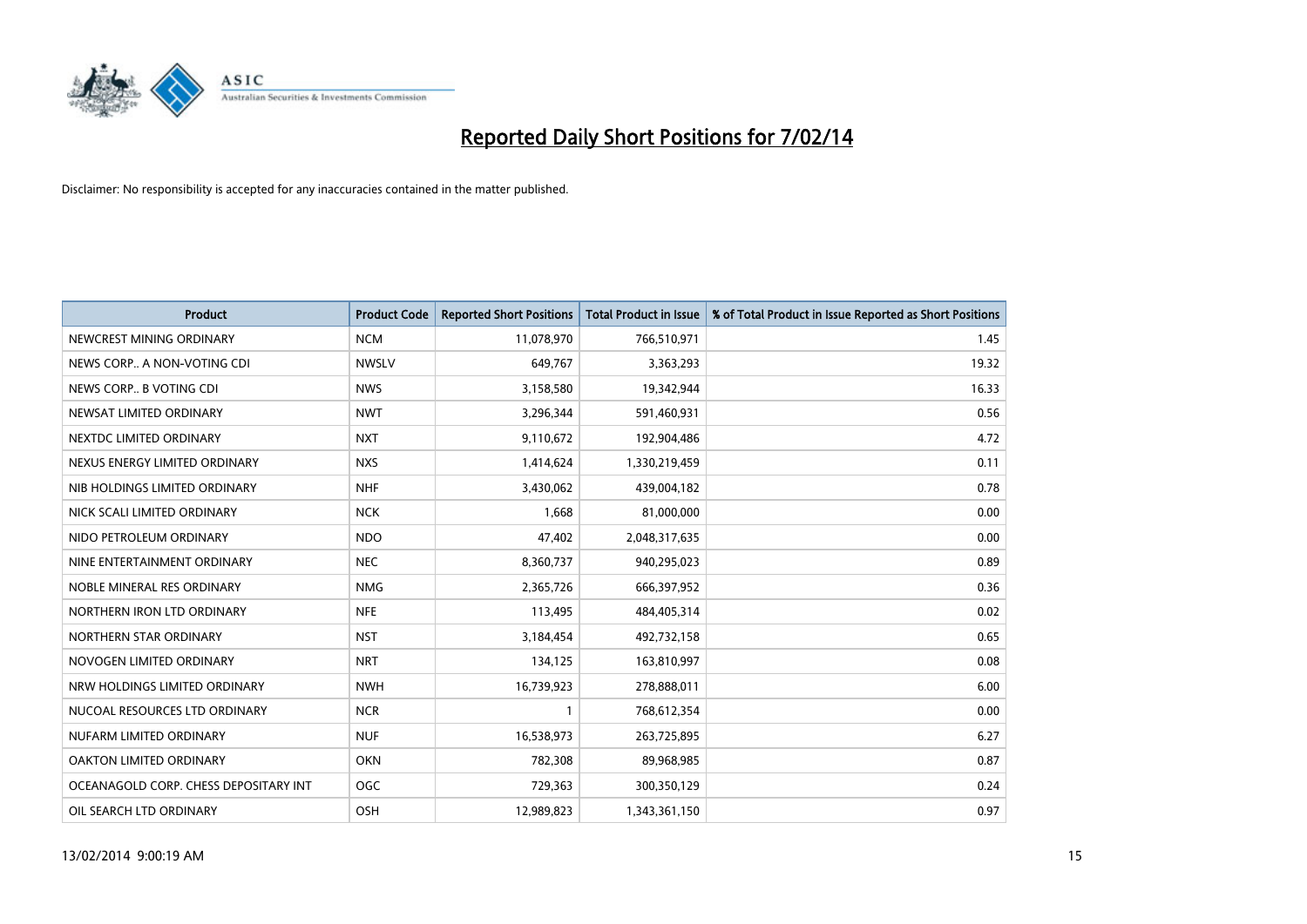# Reported Daily Short Positions for 7/02/14

Disclaimer: No responsibility is accepted for any inaccuracies contained in the matter published.

| Product | Product Code | Reported Short Positions | Total Product in Issue | % of Total Product in Issue Reported as Short Positions |
| --- | --- | --- | --- | --- |
| NEWCREST MINING ORDINARY | NCM | 11,078,970 | 766,510,971 | 1.45 |
| NEWS CORP.. A NON-VOTING CDI | NWSLV | 649,767 | 3,363,293 | 19.32 |
| NEWS CORP.. B VOTING CDI | NWS | 3,158,580 | 19,342,944 | 16.33 |
| NEWSAT LIMITED ORDINARY | NWT | 3,296,344 | 591,460,931 | 0.56 |
| NEXTDC LIMITED ORDINARY | NXT | 9,110,672 | 192,904,486 | 4.72 |
| NEXUS ENERGY LIMITED ORDINARY | NXS | 1,414,624 | 1,330,219,459 | 0.11 |
| NIB HOLDINGS LIMITED ORDINARY | NHF | 3,430,062 | 439,004,182 | 0.78 |
| NICK SCALI LIMITED ORDINARY | NCK | 1,668 | 81,000,000 | 0.00 |
| NIDO PETROLEUM ORDINARY | NDO | 47,402 | 2,048,317,635 | 0.00 |
| NINE ENTERTAINMENT ORDINARY | NEC | 8,360,737 | 940,295,023 | 0.89 |
| NOBLE MINERAL RES ORDINARY | NMG | 2,365,726 | 666,397,952 | 0.36 |
| NORTHERN IRON LTD ORDINARY | NFE | 113,495 | 484,405,314 | 0.02 |
| NORTHERN STAR ORDINARY | NST | 3,184,454 | 492,732,158 | 0.65 |
| NOVOGEN LIMITED ORDINARY | NRT | 134,125 | 163,810,997 | 0.08 |
| NRW HOLDINGS LIMITED ORDINARY | NWH | 16,739,923 | 278,888,011 | 6.00 |
| NUCOAL RESOURCES LTD ORDINARY | NCR | 1 | 768,612,354 | 0.00 |
| NUFARM LIMITED ORDINARY | NUF | 16,538,973 | 263,725,895 | 6.27 |
| OAKTON LIMITED ORDINARY | OKN | 782,308 | 89,968,985 | 0.87 |
| OCEANAGOLD CORP. CHESS DEPOSITARY INT | OGC | 729,363 | 300,350,129 | 0.24 |
| OIL SEARCH LTD ORDINARY | OSH | 12,989,823 | 1,343,361,150 | 0.97 |

13/02/2014 9:00:19 AM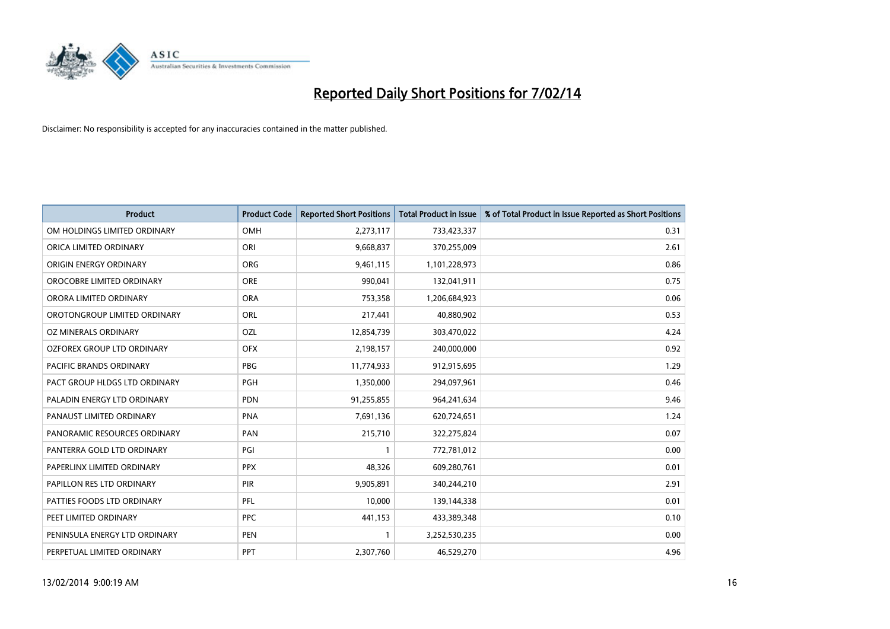# Reported Daily Short Positions for 7/02/14

Disclaimer: No responsibility is accepted for any inaccuracies contained in the matter published.

| Product | Product Code | Reported Short Positions | Total Product in Issue | % of Total Product in Issue Reported as Short Positions |
|---|---|---|---|---|
| OM HOLDINGS LIMITED ORDINARY | OMH | 2,273,117 | 733,423,337 | 0.31 |
| ORICA LIMITED ORDINARY | ORI | 9,668,837 | 370,255,009 | 2.61 |
| ORIGIN ENERGY ORDINARY | ORG | 9,461,115 | 1,101,228,973 | 0.86 |
| OROCOBRE LIMITED ORDINARY | ORE | 990,041 | 132,041,911 | 0.75 |
| ORORA LIMITED ORDINARY | ORA | 753,358 | 1,206,684,923 | 0.06 |
| OROTONGROUP LIMITED ORDINARY | ORL | 217,441 | 40,880,902 | 0.53 |
| OZ MINERALS ORDINARY | OZL | 12,854,739 | 303,470,022 | 4.24 |
| OZFOREX GROUP LTD ORDINARY | OFX | 2,198,157 | 240,000,000 | 0.92 |
| PACIFIC BRANDS ORDINARY | PBG | 11,774,933 | 912,915,695 | 1.29 |
| PACT GROUP HLDGS LTD ORDINARY | PGH | 1,350,000 | 294,097,961 | 0.46 |
| PALADIN ENERGY LTD ORDINARY | PDN | 91,255,855 | 964,241,634 | 9.46 |
| PANAUST LIMITED ORDINARY | PNA | 7,691,136 | 620,724,651 | 1.24 |
| PANORAMIC RESOURCES ORDINARY | PAN | 215,710 | 322,275,824 | 0.07 |
| PANTERRA GOLD LTD ORDINARY | PGI | 1 | 772,781,012 | 0.00 |
| PAPERLINX LIMITED ORDINARY | PPX | 48,326 | 609,280,761 | 0.01 |
| PAPILLON RES LTD ORDINARY | PIR | 9,905,891 | 340,244,210 | 2.91 |
| PATTIES FOODS LTD ORDINARY | PFL | 10,000 | 139,144,338 | 0.01 |
| PEET LIMITED ORDINARY | PPC | 441,153 | 433,389,348 | 0.10 |
| PENINSULA ENERGY LTD ORDINARY | PEN | 1 | 3,252,530,235 | 0.00 |
| PERPETUAL LIMITED ORDINARY | PPT | 2,307,760 | 46,529,270 | 4.96 |

13/02/2014 9:00:19 AM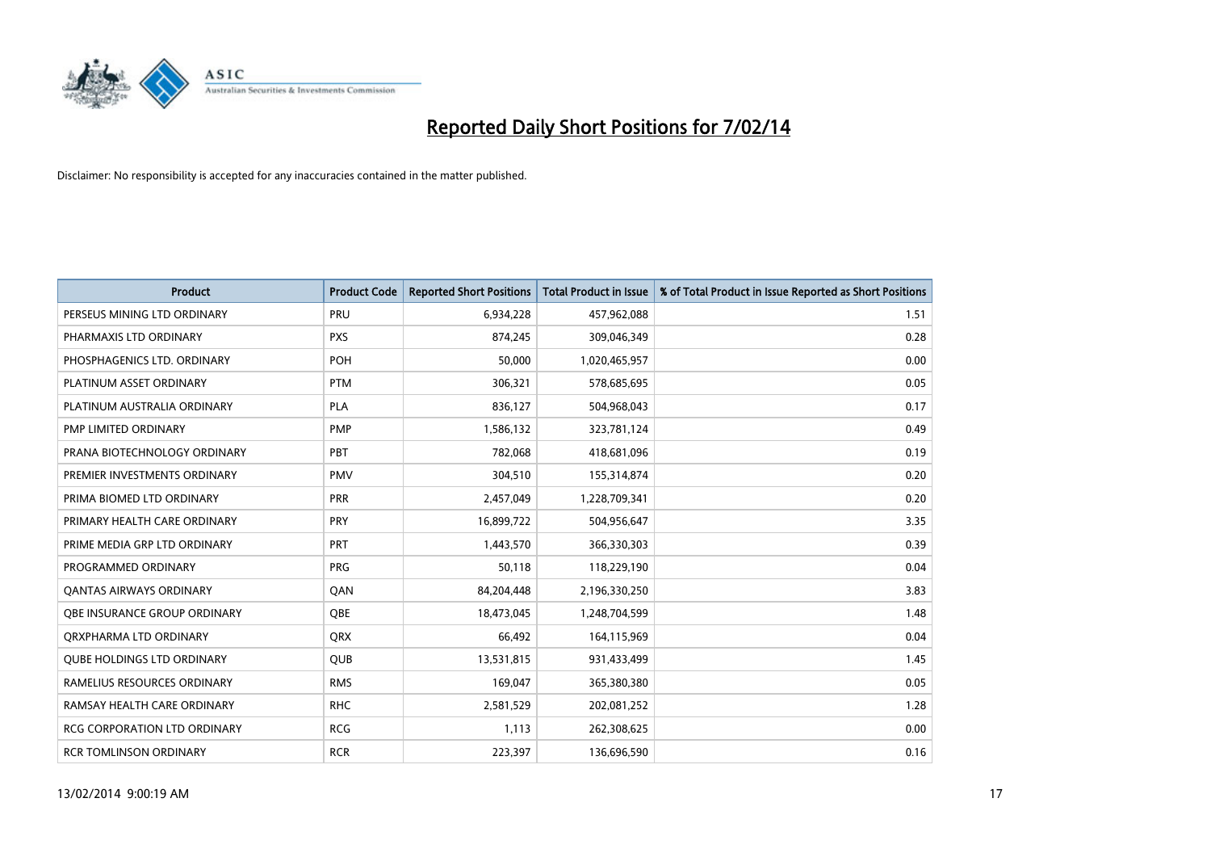# Reported Daily Short Positions for 7/02/14

Disclaimer: No responsibility is accepted for any inaccuracies contained in the matter published.

| Product | Product Code | Reported Short Positions | Total Product in Issue | % of Total Product in Issue Reported as Short Positions |
|---|---|---|---|---|
| PERSEUS MINING LTD ORDINARY | PRU | 6,934,228 | 457,962,088 | 1.51 |
| PHARMAXIS LTD ORDINARY | PXS | 874,245 | 309,046,349 | 0.28 |
| PHOSPHAGENICS LTD. ORDINARY | POH | 50,000 | 1,020,465,957 | 0.00 |
| PLATINUM ASSET ORDINARY | PTM | 306,321 | 578,685,695 | 0.05 |
| PLATINUM AUSTRALIA ORDINARY | PLA | 836,127 | 504,968,043 | 0.17 |
| PMP LIMITED ORDINARY | PMP | 1,586,132 | 323,781,124 | 0.49 |
| PRANA BIOTECHNOLOGY ORDINARY | PBT | 782,068 | 418,681,096 | 0.19 |
| PREMIER INVESTMENTS ORDINARY | PMV | 304,510 | 155,314,874 | 0.20 |
| PRIMA BIOMED LTD ORDINARY | PRR | 2,457,049 | 1,228,709,341 | 0.20 |
| PRIMARY HEALTH CARE ORDINARY | PRY | 16,899,722 | 504,956,647 | 3.35 |
| PRIME MEDIA GRP LTD ORDINARY | PRT | 1,443,570 | 366,330,303 | 0.39 |
| PROGRAMMED ORDINARY | PRG | 50,118 | 118,229,190 | 0.04 |
| QANTAS AIRWAYS ORDINARY | QAN | 84,204,448 | 2,196,330,250 | 3.83 |
| QBE INSURANCE GROUP ORDINARY | QBE | 18,473,045 | 1,248,704,599 | 1.48 |
| QRXPHARMA LTD ORDINARY | QRX | 66,492 | 164,115,969 | 0.04 |
| QUBE HOLDINGS LTD ORDINARY | QUB | 13,531,815 | 931,433,499 | 1.45 |
| RAMELIUS RESOURCES ORDINARY | RMS | 169,047 | 365,380,380 | 0.05 |
| RAMSAY HEALTH CARE ORDINARY | RHC | 2,581,529 | 202,081,252 | 1.28 |
| RCG CORPORATION LTD ORDINARY | RCG | 1,113 | 262,308,625 | 0.00 |
| RCR TOMLINSON ORDINARY | RCR | 223,397 | 136,696,590 | 0.16 |

13/02/2014 9:00:19 AM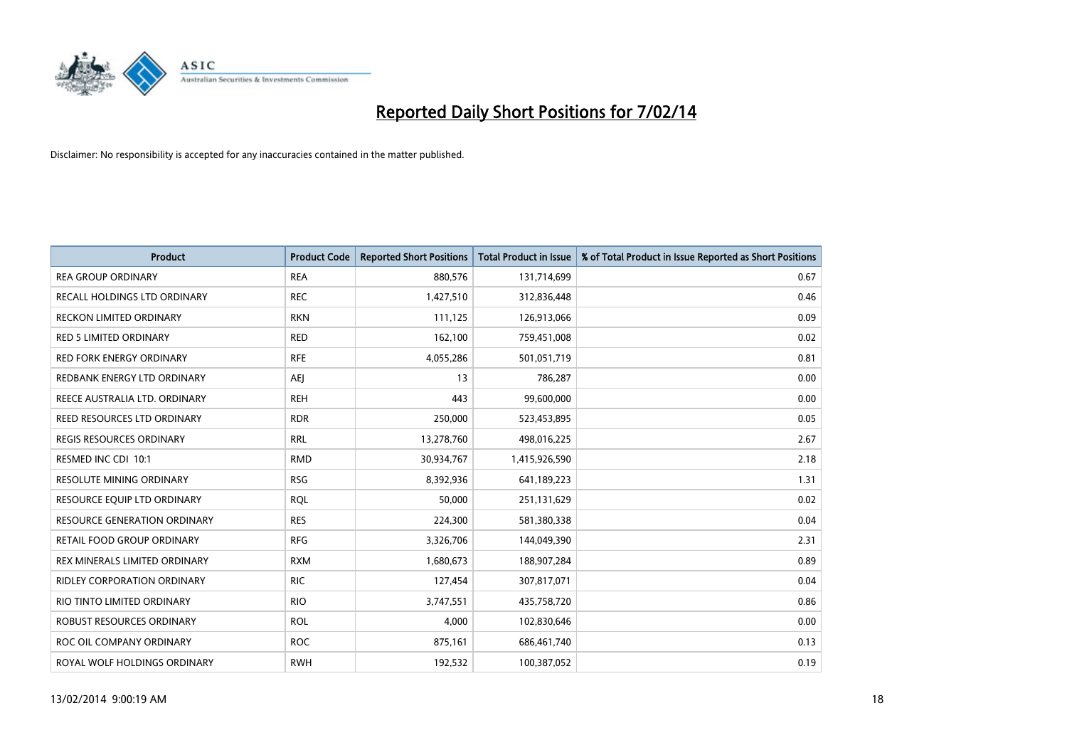# Reported Daily Short Positions for 7/02/14

Disclaimer: No responsibility is accepted for any inaccuracies contained in the matter published.

| Product | Product Code | Reported Short Positions | Total Product in Issue | % of Total Product in Issue Reported as Short Positions |
|---|---|---|---|---|
| REA GROUP ORDINARY | REA | 880,576 | 131,714,699 | 0.67 |
| RECALL HOLDINGS LTD ORDINARY | REC | 1,427,510 | 312,836,448 | 0.46 |
| RECKON LIMITED ORDINARY | RKN | 111,125 | 126,913,066 | 0.09 |
| RED 5 LIMITED ORDINARY | RED | 162,100 | 759,451,008 | 0.02 |
| RED FORK ENERGY ORDINARY | RFE | 4,055,286 | 501,051,719 | 0.81 |
| REDBANK ENERGY LTD ORDINARY | AEJ | 13 | 786,287 | 0.00 |
| REECE AUSTRALIA LTD. ORDINARY | REH | 443 | 99,600,000 | 0.00 |
| REED RESOURCES LTD ORDINARY | RDR | 250,000 | 523,453,895 | 0.05 |
| REGIS RESOURCES ORDINARY | RRL | 13,278,760 | 498,016,225 | 2.67 |
| RESMED INC CDI 10:1 | RMD | 30,934,767 | 1,415,926,590 | 2.18 |
| RESOLUTE MINING ORDINARY | RSG | 8,392,936 | 641,189,223 | 1.31 |
| RESOURCE EQUIP LTD ORDINARY | RQL | 50,000 | 251,131,629 | 0.02 |
| RESOURCE GENERATION ORDINARY | RES | 224,300 | 581,380,338 | 0.04 |
| RETAIL FOOD GROUP ORDINARY | RFG | 3,326,706 | 144,049,390 | 2.31 |
| REX MINERALS LIMITED ORDINARY | RXM | 1,680,673 | 188,907,284 | 0.89 |
| RIDLEY CORPORATION ORDINARY | RIC | 127,454 | 307,817,071 | 0.04 |
| RIO TINTO LIMITED ORDINARY | RIO | 3,747,551 | 435,758,720 | 0.86 |
| ROBUST RESOURCES ORDINARY | ROL | 4,000 | 102,830,646 | 0.00 |
| ROC OIL COMPANY ORDINARY | ROC | 875,161 | 686,461,740 | 0.13 |
| ROYAL WOLF HOLDINGS ORDINARY | RWH | 192,532 | 100,387,052 | 0.19 |

13/02/2014 9:00:19 AM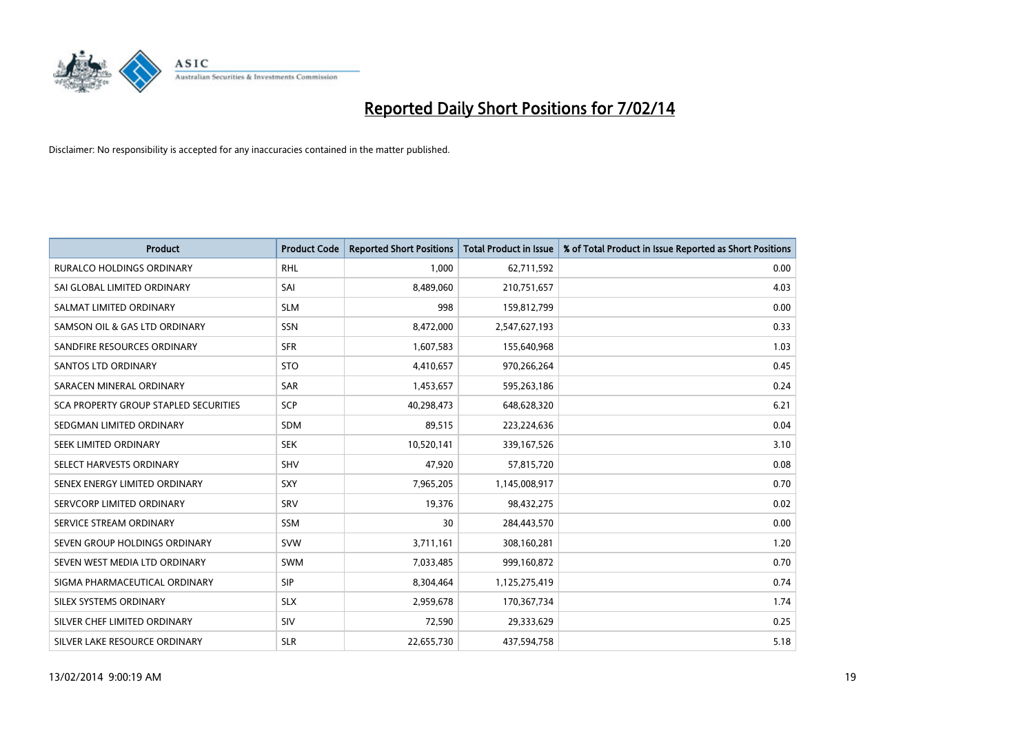# Reported Daily Short Positions for 7/02/14

Disclaimer: No responsibility is accepted for any inaccuracies contained in the matter published.

| Product | Product Code | Reported Short Positions | Total Product in Issue | % of Total Product in Issue Reported as Short Positions |
|---|---|---|---|---|
| RURALCO HOLDINGS ORDINARY | RHL | 1,000 | 62,711,592 | 0.00 |
| SAI GLOBAL LIMITED ORDINARY | SAI | 8,489,060 | 210,751,657 | 4.03 |
| SALMAT LIMITED ORDINARY | SLM | 998 | 159,812,799 | 0.00 |
| SAMSON OIL & GAS LTD ORDINARY | SSN | 8,472,000 | 2,547,627,193 | 0.33 |
| SANDFIRE RESOURCES ORDINARY | SFR | 1,607,583 | 155,640,968 | 1.03 |
| SANTOS LTD ORDINARY | STO | 4,410,657 | 970,266,264 | 0.45 |
| SARACEN MINERAL ORDINARY | SAR | 1,453,657 | 595,263,186 | 0.24 |
| SCA PROPERTY GROUP STAPLED SECURITIES | SCP | 40,298,473 | 648,628,320 | 6.21 |
| SEDGMAN LIMITED ORDINARY | SDM | 89,515 | 223,224,636 | 0.04 |
| SEEK LIMITED ORDINARY | SEK | 10,520,141 | 339,167,526 | 3.10 |
| SELECT HARVESTS ORDINARY | SHV | 47,920 | 57,815,720 | 0.08 |
| SENEX ENERGY LIMITED ORDINARY | SXY | 7,965,205 | 1,145,008,917 | 0.70 |
| SERVCORP LIMITED ORDINARY | SRV | 19,376 | 98,432,275 | 0.02 |
| SERVICE STREAM ORDINARY | SSM | 30 | 284,443,570 | 0.00 |
| SEVEN GROUP HOLDINGS ORDINARY | SVW | 3,711,161 | 308,160,281 | 1.20 |
| SEVEN WEST MEDIA LTD ORDINARY | SWM | 7,033,485 | 999,160,872 | 0.70 |
| SIGMA PHARMACEUTICAL ORDINARY | SIP | 8,304,464 | 1,125,275,419 | 0.74 |
| SILEX SYSTEMS ORDINARY | SLX | 2,959,678 | 170,367,734 | 1.74 |
| SILVER CHEF LIMITED ORDINARY | SIV | 72,590 | 29,333,629 | 0.25 |
| SILVER LAKE RESOURCE ORDINARY | SLR | 22,655,730 | 437,594,758 | 5.18 |

13/02/2014 9:00:19 AM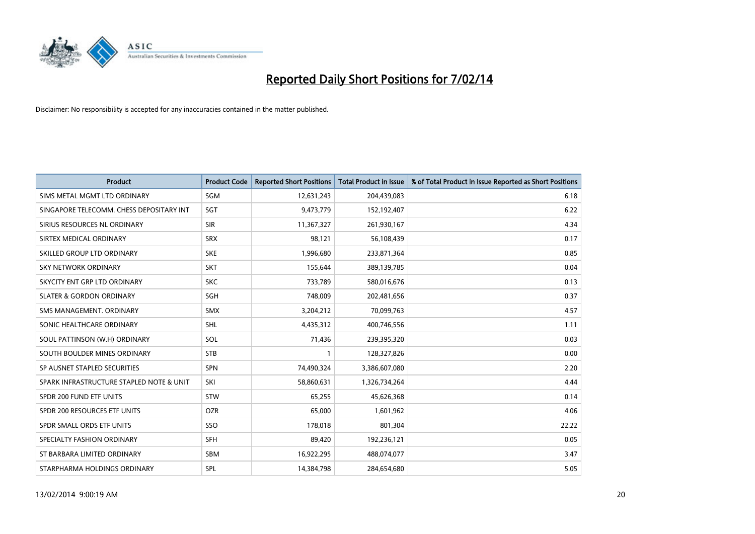# Reported Daily Short Positions for 7/02/14

Disclaimer: No responsibility is accepted for any inaccuracies contained in the matter published.

| Product | Product Code | Reported Short Positions | Total Product in Issue | % of Total Product in Issue Reported as Short Positions |
|---|---|---|---|---|
| SIMS METAL MGMT LTD ORDINARY | SGM | 12,631,243 | 204,439,083 | 6.18 |
| SINGAPORE TELECOMM. CHESS DEPOSITARY INT | SGT | 9,473,779 | 152,192,407 | 6.22 |
| SIRIUS RESOURCES NL ORDINARY | SIR | 11,367,327 | 261,930,167 | 4.34 |
| SIRTEX MEDICAL ORDINARY | SRX | 98,121 | 56,108,439 | 0.17 |
| SKILLED GROUP LTD ORDINARY | SKE | 1,996,680 | 233,871,364 | 0.85 |
| SKY NETWORK ORDINARY | SKT | 155,644 | 389,139,785 | 0.04 |
| SKYCITY ENT GRP LTD ORDINARY | SKC | 733,789 | 580,016,676 | 0.13 |
| SLATER & GORDON ORDINARY | SGH | 748,009 | 202,481,656 | 0.37 |
| SMS MANAGEMENT. ORDINARY | SMX | 3,204,212 | 70,099,763 | 4.57 |
| SONIC HEALTHCARE ORDINARY | SHL | 4,435,312 | 400,746,556 | 1.11 |
| SOUL PATTINSON (W.H) ORDINARY | SOL | 71,436 | 239,395,320 | 0.03 |
| SOUTH BOULDER MINES ORDINARY | STB | 1 | 128,327,826 | 0.00 |
| SP AUSNET STAPLED SECURITIES | SPN | 74,490,324 | 3,386,607,080 | 2.20 |
| SPARK INFRASTRUCTURE STAPLED NOTE & UNIT | SKI | 58,860,631 | 1,326,734,264 | 4.44 |
| SPDR 200 FUND ETF UNITS | STW | 65,255 | 45,626,368 | 0.14 |
| SPDR 200 RESOURCES ETF UNITS | OZR | 65,000 | 1,601,962 | 4.06 |
| SPDR SMALL ORDS ETF UNITS | SSO | 178,018 | 801,304 | 22.22 |
| SPECIALTY FASHION ORDINARY | SFH | 89,420 | 192,236,121 | 0.05 |
| ST BARBARA LIMITED ORDINARY | SBM | 16,922,295 | 488,074,077 | 3.47 |
| STARPHARMA HOLDINGS ORDINARY | SPL | 14,384,798 | 284,654,680 | 5.05 |

13/02/2014 9:00:19 AM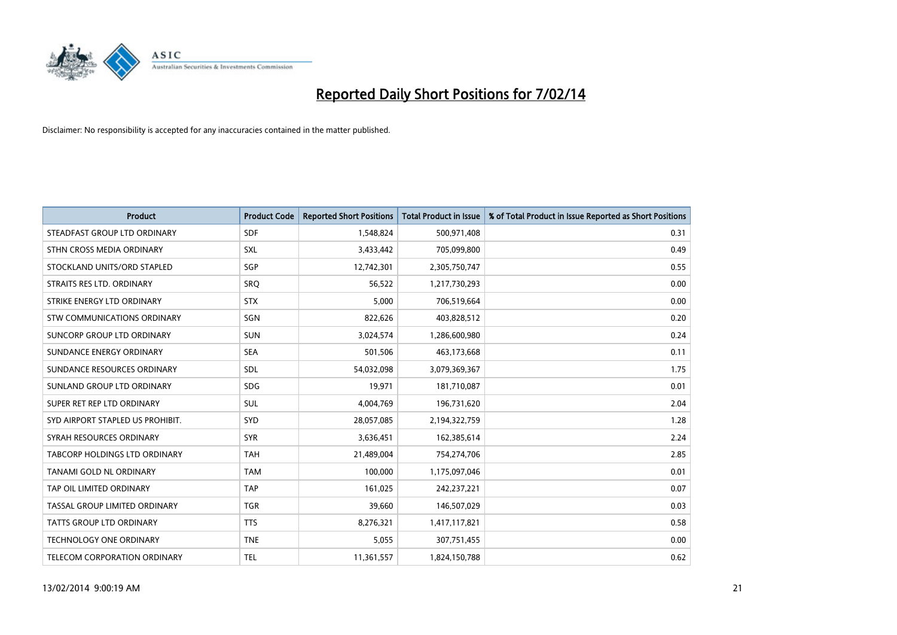# Reported Daily Short Positions for 7/02/14

Disclaimer: No responsibility is accepted for any inaccuracies contained in the matter published.

| Product | Product Code | Reported Short Positions | Total Product in Issue | % of Total Product in Issue Reported as Short Positions |
|---|---|---|---|---|
| STEADFAST GROUP LTD ORDINARY | SDF | 1,548,824 | 500,971,408 | 0.31 |
| STHN CROSS MEDIA ORDINARY | SXL | 3,433,442 | 705,099,800 | 0.49 |
| STOCKLAND UNITS/ORD STAPLED | SGP | 12,742,301 | 2,305,750,747 | 0.55 |
| STRAITS RES LTD. ORDINARY | SRQ | 56,522 | 1,217,730,293 | 0.00 |
| STRIKE ENERGY LTD ORDINARY | STX | 5,000 | 706,519,664 | 0.00 |
| STW COMMUNICATIONS ORDINARY | SGN | 822,626 | 403,828,512 | 0.20 |
| SUNCORP GROUP LTD ORDINARY | SUN | 3,024,574 | 1,286,600,980 | 0.24 |
| SUNDANCE ENERGY ORDINARY | SEA | 501,506 | 463,173,668 | 0.11 |
| SUNDANCE RESOURCES ORDINARY | SDL | 54,032,098 | 3,079,369,367 | 1.75 |
| SUNLAND GROUP LTD ORDINARY | SDG | 19,971 | 181,710,087 | 0.01 |
| SUPER RET REP LTD ORDINARY | SUL | 4,004,769 | 196,731,620 | 2.04 |
| SYD AIRPORT STAPLED US PROHIBIT. | SYD | 28,057,085 | 2,194,322,759 | 1.28 |
| SYRAH RESOURCES ORDINARY | SYR | 3,636,451 | 162,385,614 | 2.24 |
| TABCORP HOLDINGS LTD ORDINARY | TAH | 21,489,004 | 754,274,706 | 2.85 |
| TANAMI GOLD NL ORDINARY | TAM | 100,000 | 1,175,097,046 | 0.01 |
| TAP OIL LIMITED ORDINARY | TAP | 161,025 | 242,237,221 | 0.07 |
| TASSAL GROUP LIMITED ORDINARY | TGR | 39,660 | 146,507,029 | 0.03 |
| TATTS GROUP LTD ORDINARY | TTS | 8,276,321 | 1,417,117,821 | 0.58 |
| TECHNOLOGY ONE ORDINARY | TNE | 5,055 | 307,751,455 | 0.00 |
| TELECOM CORPORATION ORDINARY | TEL | 11,361,557 | 1,824,150,788 | 0.62 |

13/02/2014 9:00:19 AM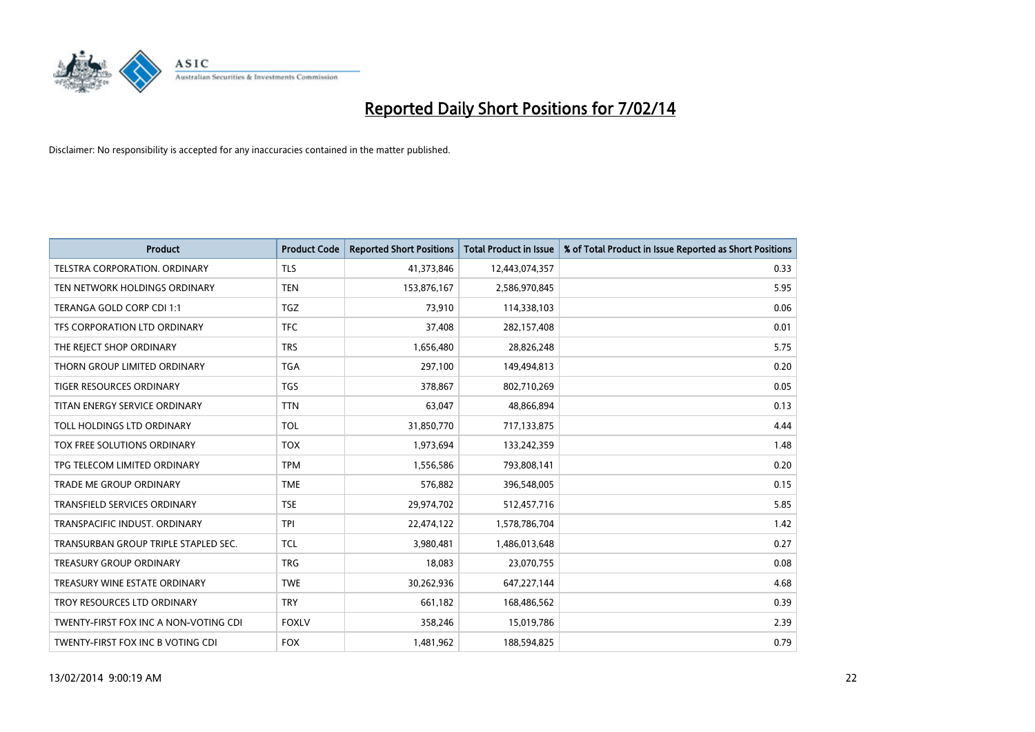# Reported Daily Short Positions for 7/02/14

Disclaimer: No responsibility is accepted for any inaccuracies contained in the matter published.

| Product | Product Code | Reported Short Positions | Total Product in Issue | % of Total Product in Issue Reported as Short Positions |
|---|---|---|---|---|
| TELSTRA CORPORATION. ORDINARY | TLS | 41,373,846 | 12,443,074,357 | 0.33 |
| TEN NETWORK HOLDINGS ORDINARY | TEN | 153,876,167 | 2,586,970,845 | 5.95 |
| TERANGA GOLD CORP CDI 1:1 | TGZ | 73,910 | 114,338,103 | 0.06 |
| TFS CORPORATION LTD ORDINARY | TFC | 37,408 | 282,157,408 | 0.01 |
| THE REJECT SHOP ORDINARY | TRS | 1,656,480 | 28,826,248 | 5.75 |
| THORN GROUP LIMITED ORDINARY | TGA | 297,100 | 149,494,813 | 0.20 |
| TIGER RESOURCES ORDINARY | TGS | 378,867 | 802,710,269 | 0.05 |
| TITAN ENERGY SERVICE ORDINARY | TTN | 63,047 | 48,866,894 | 0.13 |
| TOLL HOLDINGS LTD ORDINARY | TOL | 31,850,770 | 717,133,875 | 4.44 |
| TOX FREE SOLUTIONS ORDINARY | TOX | 1,973,694 | 133,242,359 | 1.48 |
| TPG TELECOM LIMITED ORDINARY | TPM | 1,556,586 | 793,808,141 | 0.20 |
| TRADE ME GROUP ORDINARY | TME | 576,882 | 396,548,005 | 0.15 |
| TRANSFIELD SERVICES ORDINARY | TSE | 29,974,702 | 512,457,716 | 5.85 |
| TRANSPACIFIC INDUST. ORDINARY | TPI | 22,474,122 | 1,578,786,704 | 1.42 |
| TRANSURBAN GROUP TRIPLE STAPLED SEC. | TCL | 3,980,481 | 1,486,013,648 | 0.27 |
| TREASURY GROUP ORDINARY | TRG | 18,083 | 23,070,755 | 0.08 |
| TREASURY WINE ESTATE ORDINARY | TWE | 30,262,936 | 647,227,144 | 4.68 |
| TROY RESOURCES LTD ORDINARY | TRY | 661,182 | 168,486,562 | 0.39 |
| TWENTY-FIRST FOX INC A NON-VOTING CDI | FOXLV | 358,246 | 15,019,786 | 2.39 |
| TWENTY-FIRST FOX INC B VOTING CDI | FOX | 1,481,962 | 188,594,825 | 0.79 |

13/02/2014 9:00:19 AM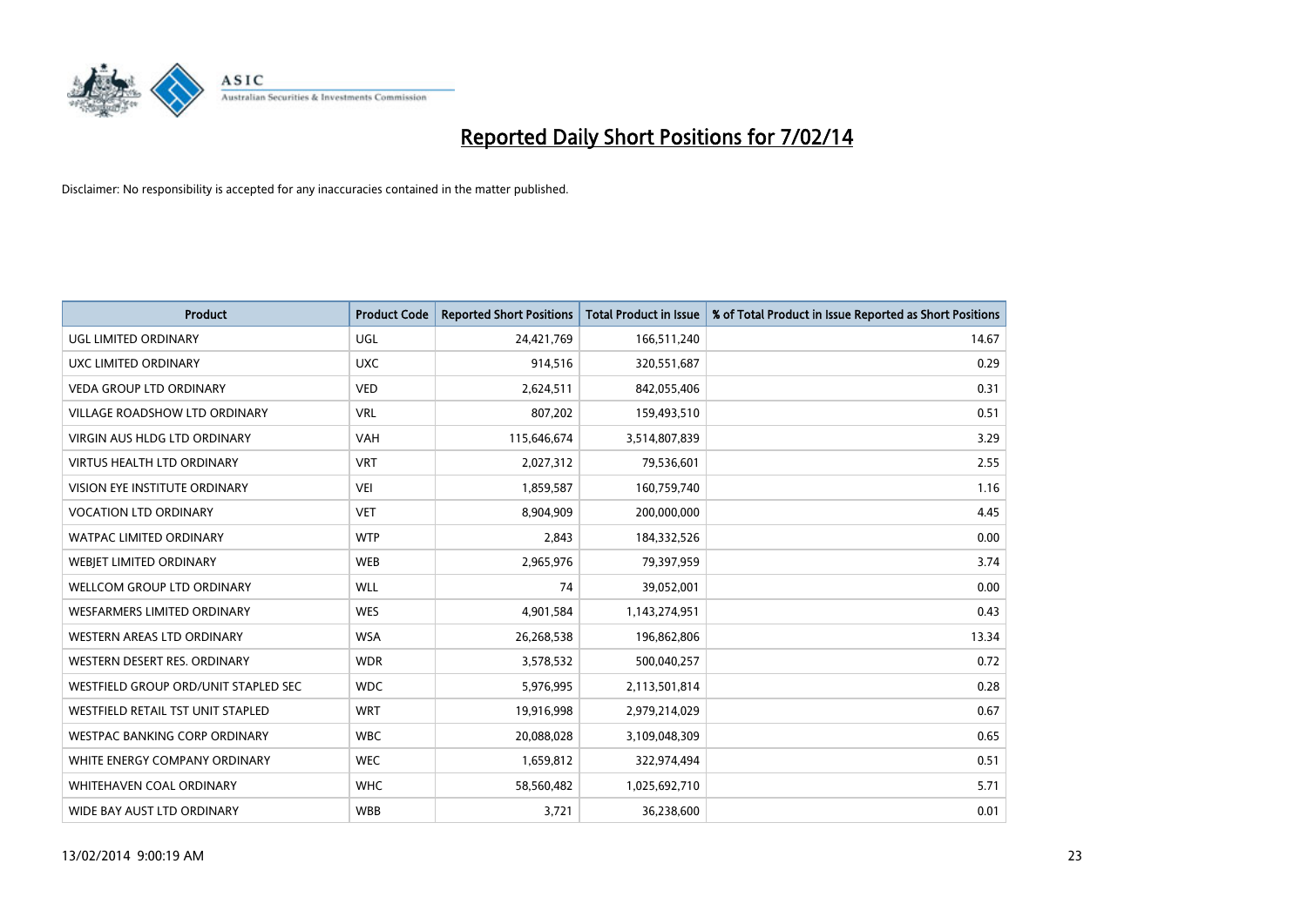# Reported Daily Short Positions for 7/02/14

Disclaimer: No responsibility is accepted for any inaccuracies contained in the matter published.

| Product | Product Code | Reported Short Positions | Total Product in Issue | % of Total Product in Issue Reported as Short Positions |
|---|---|---|---|---|
| UGL LIMITED ORDINARY | UGL | 24,421,769 | 166,511,240 | 14.67 |
| UXC LIMITED ORDINARY | UXC | 914,516 | 320,551,687 | 0.29 |
| VEDA GROUP LTD ORDINARY | VED | 2,624,511 | 842,055,406 | 0.31 |
| VILLAGE ROADSHOW LTD ORDINARY | VRL | 807,202 | 159,493,510 | 0.51 |
| VIRGIN AUS HLDG LTD ORDINARY | VAH | 115,646,674 | 3,514,807,839 | 3.29 |
| VIRTUS HEALTH LTD ORDINARY | VRT | 2,027,312 | 79,536,601 | 2.55 |
| VISION EYE INSTITUTE ORDINARY | VEI | 1,859,587 | 160,759,740 | 1.16 |
| VOCATION LTD ORDINARY | VET | 8,904,909 | 200,000,000 | 4.45 |
| WATPAC LIMITED ORDINARY | WTP | 2,843 | 184,332,526 | 0.00 |
| WEBJET LIMITED ORDINARY | WEB | 2,965,976 | 79,397,959 | 3.74 |
| WELLCOM GROUP LTD ORDINARY | WLL | 74 | 39,052,001 | 0.00 |
| WESFARMERS LIMITED ORDINARY | WES | 4,901,584 | 1,143,274,951 | 0.43 |
| WESTERN AREAS LTD ORDINARY | WSA | 26,268,538 | 196,862,806 | 13.34 |
| WESTERN DESERT RES. ORDINARY | WDR | 3,578,532 | 500,040,257 | 0.72 |
| WESTFIELD GROUP ORD/UNIT STAPLED SEC | WDC | 5,976,995 | 2,113,501,814 | 0.28 |
| WESTFIELD RETAIL TST UNIT STAPLED | WRT | 19,916,998 | 2,979,214,029 | 0.67 |
| WESTPAC BANKING CORP ORDINARY | WBC | 20,088,028 | 3,109,048,309 | 0.65 |
| WHITE ENERGY COMPANY ORDINARY | WEC | 1,659,812 | 322,974,494 | 0.51 |
| WHITEHAVEN COAL ORDINARY | WHC | 58,560,482 | 1,025,692,710 | 5.71 |
| WIDE BAY AUST LTD ORDINARY | WBB | 3,721 | 36,238,600 | 0.01 |

13/02/2014 9:00:19 AM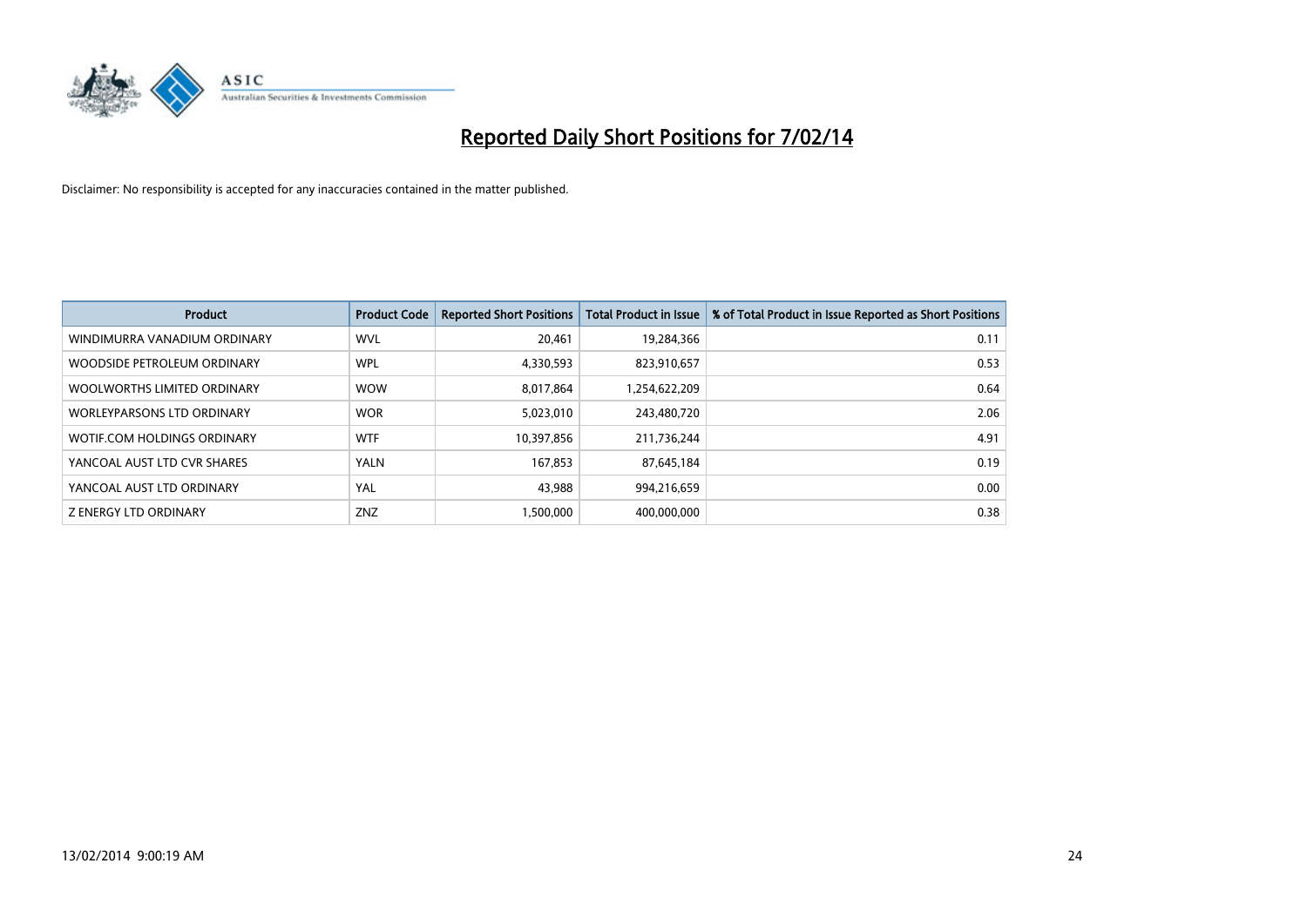# Reported Daily Short Positions for 7/02/14

Disclaimer: No responsibility is accepted for any inaccuracies contained in the matter published.

| Product | Product Code | Reported Short Positions | Total Product in Issue | % of Total Product in Issue Reported as Short Positions |
|---|---|---|---|---|
| WINDIMURRA VANADIUM ORDINARY | WVL | 20,461 | 19,284,366 | 0.11 |
| WOODSIDE PETROLEUM ORDINARY | WPL | 4,330,593 | 823,910,657 | 0.53 |
| WOOLWORTHS LIMITED ORDINARY | WOW | 8,017,864 | 1,254,622,209 | 0.64 |
| WORLEYPARSONS LTD ORDINARY | WOR | 5,023,010 | 243,480,720 | 2.06 |
| WOTIF.COM HOLDINGS ORDINARY | WTF | 10,397,856 | 211,736,244 | 4.91 |
| YANCOAL AUST LTD CVR SHARES | YALN | 167,853 | 87,645,184 | 0.19 |
| YANCOAL AUST LTD ORDINARY | YAL | 43,988 | 994,216,659 | 0.00 |
| Z ENERGY LTD ORDINARY | ZNZ | 1,500,000 | 400,000,000 | 0.38 |

13/02/2014 9:00:19 AM